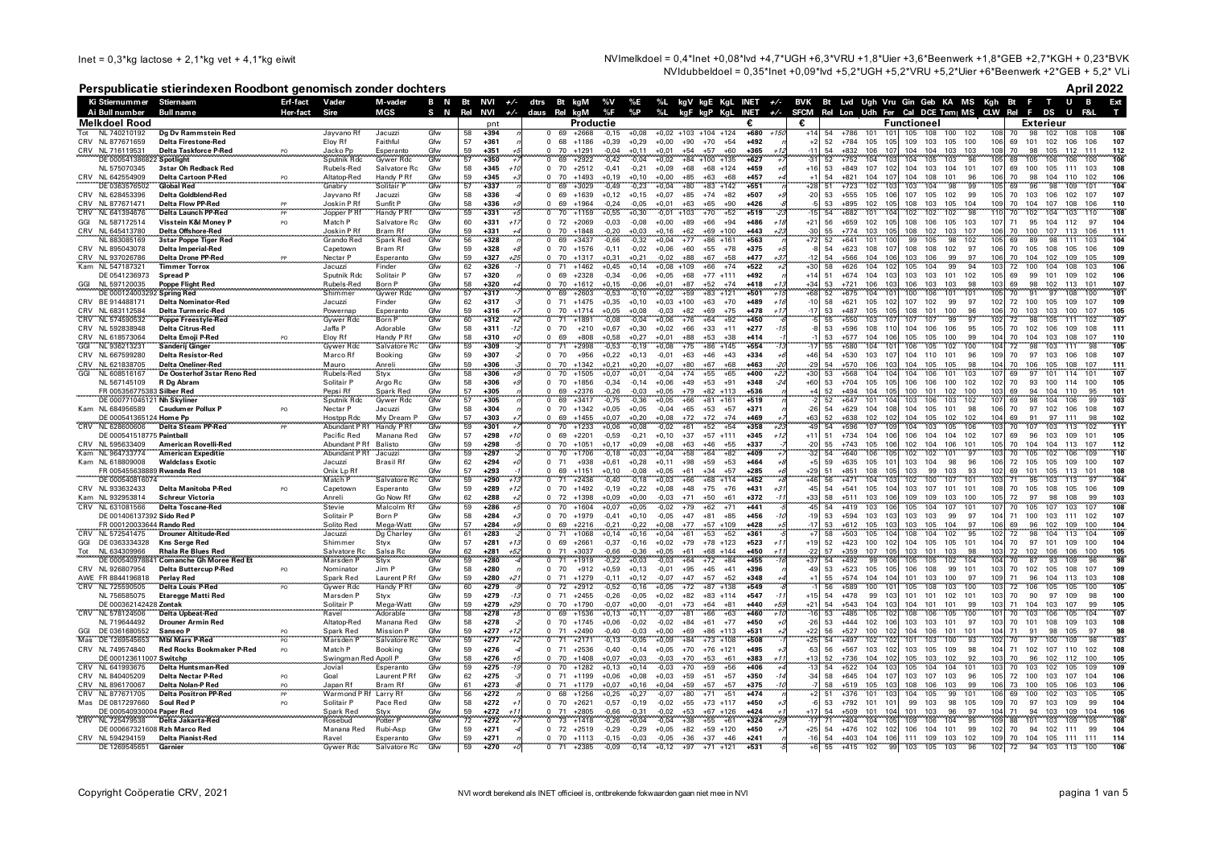Inet = 0,3*kg lactose + 2,1*kg vet + 4,1*kg eiwit

NVImelkdoel = 0,4*Inet +0,08*lvd +4,7*UGH +6,3*VRU +1,8*Uier +3,6*Beenwerk +1,8*GEB +2,7*KGH + 0,23*BVK
NVIdubbeldoel = 0,35*Inet +0,09*lvd +5,2*UGH +5,2*VRU +5,2*Uier +6*Beenwerk +2*GEB + 5,2* VLi

## Perspublicatie stierindexen Roodbont genomisch zonder dochters

April 2022

| Ki / Ai | Stiernummer / Bull number | Stiernaam / Bull name | Erf-fact / Her-fact | Vader / Sire | M-vader / MGS | B N / S N | Bt / Rel | NVI / NVI | +/- | dtrs / daus | Bt / Rel | kgM | %V / %F | %E / %P | %L | kgV / kgF | kgE / kgP | KgL | INET | +/- | BVK / SFCM | Bt / Rel | Lvd / Lon | Ugh / Udh | Vru / Fer | Gin / Cal | Geb / DCE | KA / Tem | MS / MS | Kgh / CLW | Bt / Rel | F / F | T / DS | U / U | B / F&L | Ext / T |
|---|---|---|---|---|---|---|---|---|---|---|---|---|---|---|---|---|---|---|---|---|---|---|---|---|---|---|---|---|---|---|---|---|---|---|---|---|
| **Melkdoel Rood** | | | | | | | | pnt | | | **Productie** | | | | | | | | € | | € | | **Functioneel** | | | | | | | | | **Exterieur** | | | | |
| Tot | NL 740210192 | Dg Dv Rammstein Red | | Jayvano Rf | Jacuzzi | Gfw | 58 | +394 | | 0 | 69 | +2668 | -0,15 | +0,08 | +0,02 | +103 | +104 | +124 | +680 | +150 | +14 | 54 | +786 | 101 | 101 | 105 | 108 | 100 | 102 | 108 | 70 | 98 | 102 | 108 | 108 | 108 |
| CRV | NL 877671659 | Delta Firestone-Red | | Eloy Rf | Faithful | Gfw | 57 | +361 | | 0 | 68 | +1186 | +0,39 | +0,29 | +0,00 | +90 | +70 | +54 | +492 | | +2 | 52 | +784 | 105 | 105 | 109 | 103 | 105 | 100 | 106 | 69 | 101 | 102 | 106 | 106 | 107 |
| CRV | NL 716119531 | Delta Taskforce P-Red | PO | Jacko Pp | Esperanto | Gfw | 59 | +351 | +5 | 0 | 70 | +1291 | -0,04 | +0,11 | +0,01 | +54 | +57 | +60 | +365 | +12 | -11 | 54 | +832 | 106 | 107 | 104 | 104 | 103 | 103 | 108 | 70 | 98 | 105 | 112 | 111 | 112 |
| | DE 000541386822 | Spotlight | | Sputnik Rdc | Gywer Rdc | Gfw | 57 | +350 | +7 | 0 | 69 | +2922 | -0,42 | -0,04 | +0,02 | +84 | +100 | +135 | +627 | +7 | -31 | 52 | +752 | 104 | 103 | 104 | 105 | 103 | 96 | 105 | 69 | 105 | 106 | 106 | 100 | 106 |
| | NL 575070345 | 3star Oh Redback Red | | Rubels-Red | Salvatore Rc | Gfw | 58 | +345 | +10 | 0 | 70 | +2512 | -0,41 | -0,21 | +0,09 | +68 | +68 | +124 | +459 | +6 | +16 | 53 | +849 | 107 | 102 | 104 | 103 | 104 | 101 | 107 | 69 | 100 | 105 | 111 | 103 | 108 |
| CRV | NL 642554909 | Delta Cartoon P-Red | PO | Altatop-Red | Handy P Rf | Gfw | 59 | +345 | +3 | 0 | 70 | +1493 | +0,19 | +0,10 | +0,00 | +85 | +63 | +68 | +457 | +4 | +1 | 54 | +821 | 104 | 107 | 104 | 108 | 101 | 96 | 106 | 70 | 98 | 104 | 110 | 102 | 106 |
| | DE 0363576502 | Global Red | | Gnabry | Solitair P | Gfw | 57 | +337 | | 0 | 69 | +3029 | -0,49 | -0,23 | +0,04 | +80 | +83 | +142 | +551 | | +28 | 51 | +723 | 102 | 103 | 103 | 104 | 98 | 99 | 105 | 69 | 96 | 98 | 109 | 101 | 104 |
| CRV | NL 628453396 | Delta Goldblend-Red | | Jayvano Rf | Jacuzzi | Gfw | 58 | +336 | -4 | 0 | 69 | +1639 | +0,12 | +0,15 | +0,07 | +85 | +74 | +82 | +507 | +9 | -20 | 53 | +555 | 105 | 106 | 107 | 105 | 102 | 99 | 105 | 70 | 103 | 106 | 102 | 107 | 107 |
| CRV | NL 877671471 | Delta Flow PP-Red | PP | Joskin P Rf | Sunfit P | Gfw | 58 | +336 | +9 | 0 | 69 | +1964 | -0,24 | -0,05 | +0,01 | +63 | +65 | +90 | +426 | +9 | -5 | 53 | +895 | 102 | 103 | 108 | 103 | 105 | 104 | 109 | 70 | 104 | 107 | 108 | 106 | 110 |
| CRV | NL 641394676 | Delta Launch PP-Red | PP | Jopper P Rf | Handy P Rf | Gfw | 59 | +331 | +5 | 0 | 70 | +1159 | +0,55 | +0,30 | -0,01 | +103 | +70 | +52 | +519 | +23 | -16 | 54 | +682 | 101 | 104 | 102 | 102 | 102 | 98 | 110 | 70 | 102 | 104 | 103 | 110 | 108 |
| GGI | NL 587172514 | Visstein K&I Money P | PO | Match P | Salvatore Rc | Gfw | 60 | +331 | +17 | 0 | 72 | +2069 | -0,03 | -0,08 | +0,00 | +89 | +66 | +94 | +486 | +18 | +21 | 56 | +659 | 102 | 105 | 108 | 106 | 105 | 103 | 107 | 71 | 95 | 104 | 112 | 97 | 104 |
| CRV | NL 645413780 | Delta Offshore-Red | | Joskin P Rf | Bram Rf | Gfw | 59 | +331 | +4 | 0 | 70 | +1848 | -0,20 | +0,03 | +0,16 | +62 | +69 | +100 | +443 | +23 | -30 | 55 | +774 | 103 | 105 | 108 | 102 | 103 | 107 | 106 | 70 | 100 | 107 | 113 | 106 | 111 |
| | NL 883085169 | 3star Poppe Tiger Red | | Grando Red | Spark Red | Gfw | 56 | +328 | | 0 | 69 | +3437 | -0,66 | -0,32 | +0,04 | +77 | +86 | +161 | +563 | | +72 | 52 | +641 | 101 | 100 | 99 | 105 | 98 | 102 | 105 | 69 | 89 | 98 | 111 | 103 | 104 |
| CRV | NL 895043078 | Delta Imperial-Red | | Capetown | Bram Rf | Gfw | 59 | +328 | +8 | 0 | 70 | +1576 | -0,11 | -0,02 | +0,06 | +60 | +55 | +78 | +375 | +5 | -8 | 54 | +623 | 108 | 107 | 108 | 108 | 102 | 97 | 106 | 70 | 105 | 108 | 105 | 106 | 109 |
| CRV | NL 937026786 | Delta Drone PP-Red | PP | Nectar P | Esperanto | Gfw | 59 | +327 | +25 | 0 | 70 | +1317 | +0,31 | +0,21 | -0,02 | +88 | +67 | +58 | +477 | +37 | -12 | 54 | +566 | 104 | 106 | 103 | 106 | 99 | 97 | 106 | 70 | 104 | 102 | 109 | 105 | 109 |
| Kam | NL 547187321 | Timmer Torrex | | Jacuzzi | Finder | Gfw | 62 | +326 | -1 | 0 | 71 | +1462 | +0,45 | +0,14 | +0,08 | +109 | +66 | +74 | +522 | +2 | +30 | 58 | +626 | 104 | 102 | 105 | 104 | 99 | 94 | 103 | 72 | 100 | 104 | 108 | 103 | 105 |
| | DE 0541236973 | Spread P | | Sputnik Rdc | Solitair P | Gfw | 57 | +320 | | 0 | 69 | +2328 | -0,34 | -0,06 | +0,05 | +68 | +77 | +111 | +492 | | +14 | 51 | +674 | 104 | 103 | 103 | 103 | 101 | 102 | 105 | 69 | 99 | 101 | 109 | 102 | 106 |
| GGI | NL 597120035 | Poppe Flight Red | | Rubels-Red | Born P | Gfw | 58 | +320 | +4 | 0 | 70 | +1612 | +0,15 | -0,06 | +0,01 | +87 | +52 | +74 | +418 | +13 | +34 | 53 | +721 | 106 | 103 | 106 | 103 | 103 | 98 | 103 | 69 | 98 | 102 | 113 | 101 | 107 |
| | DE 000124003292 | Spring Red | | Shimmer | Gywer Rdc | Gfw | 57 | +317 | +7 | 0 | 69 | +2603 | -0,53 | -0,10 | +0,02 | +59 | +83 | +121 | +501 | +15 | +68 | 52 | +675 | 104 | 101 | 100 | 108 | 101 | 101 | 105 | 70 | 91 | 97 | 108 | 100 | 101 |
| CRV | BE 914488171 | Delta Nominator-Red | | Jacuzzi | Finder | Gfw | 62 | +317 | -3 | 0 | 71 | +1475 | +0,35 | +0,10 | +0,03 | +100 | +63 | +70 | +489 | +16 | -10 | 58 | +621 | 105 | 102 | 107 | 102 | 99 | 97 | 102 | 72 | 100 | 105 | 109 | 107 | 107 |
| CRV | NL 683112584 | Delta Turmeric-Red | | Powernap | Esperanto | Gfw | 59 | +316 | +7 | 0 | 70 | +1714 | +0,05 | +0,08 | -0,03 | +82 | +69 | +75 | +478 | +17 | -17 | 53 | +487 | 105 | 105 | 108 | 101 | 100 | 96 | 106 | 70 | 103 | 103 | 100 | 107 | 105 |
| CRV | NL 574590532 | Poppe Freestyle-Red | | Gywer Rdc | Born P | Gfw | 60 | +312 | +2 | 0 | 71 | +1891 | -0,08 | -0,04 | +0,06 | +76 | +64 | +92 | +450 | +6 | -5 | 55 | +550 | 103 | 107 | 107 | 107 | 99 | 97 | 102 | 72 | 98 | 105 | 111 | 102 | 107 |
| CRV | NL 592838948 | Delta Citrus-Red | | Jaffa P | Adorable | Gfw | 58 | +311 | -12 | 0 | 70 | +210 | +0,67 | +0,30 | +0,02 | +66 | +33 | +11 | +277 | -15 | -8 | 53 | +596 | 108 | 110 | 104 | 106 | 106 | 95 | 105 | 70 | 102 | 106 | 109 | 108 | 111 |
| CRV | NL 618573064 | Delta Emoji P-Red | PO | Eloy Rf | Handy P Rf | Gfw | 58 | +310 | +0 | 0 | 69 | +808 | +0,58 | +0,27 | +0,01 | +88 | +53 | +38 | +414 | +3 | -1 | 53 | +577 | 104 | 106 | 105 | 105 | 100 | 99 | 104 | 70 | 104 | 103 | 108 | 107 | 110 |
| GGI | NL 936213231 | Sanderij Ginger | | Gywer Rdc | Salvatore Rc | Gfw | 59 | +309 | -3 | 0 | 71 | +2998 | -0,53 | -0,19 | +0,08 | +75 | +86 | +145 | +554 | -13 | -17 | 55 | +580 | 104 | 101 | 106 | 105 | 102 | 100 | 104 | 72 | 98 | 103 | 111 | 98 | 105 |
| CRV | NL 667599280 | Delta Resistor-Red | | Marco Rf | Booking | Gfw | 59 | +307 | -2 | 0 | 70 | +956 | +0,22 | +0,13 | -0,01 | +63 | +46 | +43 | +334 | +6 | +46 | 54 | +530 | 103 | 107 | 104 | 110 | 101 | 96 | 109 | 70 | 97 | 103 | 106 | 108 | 107 |
| CRV | NL 621838705 | Delta Oneliner-Red | | Mauro | Anreli | Gfw | 59 | +306 | -3 | 0 | 70 | +1342 | +0,21 | +0,20 | +0,07 | +80 | +67 | +68 | +463 | -20 | -29 | 54 | +570 | 106 | 104 | 105 | 105 | 98 | 104 | 104 | 70 | 106 | 105 | 108 | 107 | 111 |
| GGI | NL 608516167 | De Oosterhof 3star Reno Red | | Rubels-Red | Styx | Gfw | 58 | +306 | +9 | 0 | 70 | +1505 | +0,07 | +0,01 | -0,04 | +74 | +55 | +65 | +400 | +22 | +30 | 53 | +568 | 104 | 104 | 106 | 101 | 103 | | 107 | 69 | 97 | 101 | 114 | 101 | 107 |
| | NL 567145109 | R Dg Abram | | Solitair P | Argo Rc | Gfw | 58 | +306 | +9 | 0 | 70 | +1856 | -0,34 | -0,14 | -0,06 | +49 | +53 | +91 | +348 | -24 | +60 | 53 | +704 | 105 | 105 | 106 | 106 | 100 | 102 | 102 | 70 | 93 | 100 | 114 | 100 | 105 |
| | FR 005356775383 | Silber Red | | Pepsi Rf | Spark Red | Gfw | 57 | +305 | | 0 | 69 | +2376 | -0,26 | -0,03 | +0,05 | +79 | +82 | +113 | +536 | | +4 | 52 | +494 | 104 | 105 | 100 | 101 | 102 | 100 | 103 | 69 | 94 | 104 | 110 | 95 | 101 |
| | DE 000771045121 | Nh Skyliner | | Sputnik Rdc | Gywer Rdc | Gfw | 57 | +305 | | 0 | 69 | +3417 | -0,75 | -0,36 | +0,05 | +66 | +81 | +161 | +519 | | -2 | 52 | +647 | 101 | 104 | 103 | 106 | 103 | 102 | 107 | 69 | 98 | 104 | 106 | 99 | 103 |
| Kam | NL 684956589 | Caudumer Pollux P | PO | Nectar P | Jacuzzi | Gfw | 58 | +304 | | 0 | 70 | +1342 | +0,05 | +0,05 | -0,04 | +65 | +53 | +57 | +371 | | -26 | 54 | +629 | 104 | 108 | 104 | 105 | 101 | 98 | 106 | 70 | 97 | 102 | 106 | 108 | 107 |
| | DE 000541365124 | Home Pp | | Hostpp Rdc | My Dream P | Gfw | 57 | +303 | +7 | 0 | 69 | +1455 | +0,07 | +0,20 | +0,08 | +72 | +72 | +74 | +469 | +7 | +63 | 52 | +638 | 102 | 102 | 104 | 105 | 102 | 102 | 104 | 69 | 91 | 97 | 111 | 98 | 102 |
| CRV | NL 628600606 | Delta Steam PP-Red | PP | Abundant P Rf | Potter P | Gfw | 59 | +301 | +7 | 0 | 70 | +1233 | +0,06 | +0,08 | -0,02 | +61 | +52 | +54 | +358 | +23 | -39 | 54 | +590 | 107 | 105 | 109 | 104 | 103 | 105 | 103 | 70 | 106 | 105 | 113 | 102 | 111 |
| | DE 000541518775 | Paintball | | Pacific Red | Manana Red | Gfw | 57 | +298 | +10 | 0 | 69 | +2201 | -0,59 | -0,21 | +0,10 | +37 | +57 | +111 | +345 | +12 | +11 | 51 | +734 | 104 | 106 | 106 | 104 | 104 | 102 | 107 | 69 | 96 | 103 | 109 | 101 | 105 |
| CRV | NL 595633409 | American Rovelli-Red | | Abundant P Rf | Balisto | Gfw | 59 | +298 | -5 | 0 | 70 | +1051 | +0,17 | +0,09 | +0,08 | +63 | +46 | +55 | +337 | -7 | -20 | 55 | +743 | 105 | 106 | 102 | 104 | 106 | 101 | 105 | 70 | 104 | 104 | 113 | 107 | 112 |
| Kam | NL 964733774 | American Expeditie | | Abundant P Rf | Jacuzzi | Gfw | 59 | +297 | -2 | 0 | 70 | +1706 | -0,18 | +0,03 | +0,04 | +68 | +64 | +82 | +409 | -7 | -32 | 54 | +640 | 106 | 105 | 102 | 102 | 101 | 97 | 103 | 70 | 105 | 102 | 106 | 109 | 110 |
| Kam | NL 618809008 | Waldclass Exotic | | Jacuzzi | Brasil Rf | Gfw | 62 | +294 | +0 | 0 | 71 | +938 | +0,61 | +0,28 | +0,11 | +98 | +59 | +53 | +464 | +8 | +5 | 59 | +635 | 105 | 101 | 103 | 104 | 98 | 96 | 106 | 72 | 105 | 105 | 109 | 100 | 107 |
| | FR 005455638889 | Rwanda Red | | Onix Lp Rf | | Gfw | 57 | +293 | -1 | 0 | 69 | +1151 | +0,10 | -0,08 | +0,05 | +61 | +34 | +57 | +285 | -6 | +29 | 51 | +851 | 108 | 105 | 103 | 99 | 103 | 93 | 102 | 69 | 101 | 105 | 113 | 101 | 108 |
| | DE 000540816074 | | | Match P | Salvatore Rc | Gfw | 59 | +290 | +13 | 0 | 71 | +2436 | -0,40 | -0,18 | +0,03 | +66 | +68 | +114 | +452 | +8 | +46 | 56 | +471 | 104 | 103 | 102 | 100 | 107 | 101 | 103 | 71 | 95 | 103 | 113 | 97 | 104 |
| CRV | NL 933632433 | Delta Manitoba P-Red | PO | Capetown | Esperanto | Gfw | 59 | +289 | +12 | 0 | 70 | +1492 | -0,19 | +0,22 | +0,08 | +48 | +75 | +76 | +431 | +31 | -45 | 54 | +541 | 105 | 104 | 103 | 107 | 101 | 101 | 108 | 70 | 105 | 108 | 105 | 106 | 109 |
| Kam | NL 932953814 | Schreur Victoria | | Anreli | Go Now Rf | Gfw | 62 | +288 | +2 | 0 | 72 | +1398 | +0,09 | +0,00 | -0,03 | +71 | +50 | +61 | +372 | -11 | +33 | 58 | +511 | 103 | 106 | 109 | 109 | 103 | 100 | 105 | 72 | 97 | 98 | 108 | 99 | 103 |
| CRV | NL 631081566 | Delta Toscane-Red | | Stevie | Malcolm Rf | Gfw | 59 | +286 | +5 | 0 | 70 | +1604 | +0,07 | +0,05 | -0,02 | +79 | +62 | +71 | +441 | -5 | -45 | 54 | +419 | 103 | 106 | 105 | 104 | 107 | 101 | 107 | 70 | 105 | 107 | 103 | 107 | 108 |
| | DE 001406137392 | Sido Red P | | Solitair P | Born P | Gfw | 58 | +284 | +9 | 0 | 70 | +1979 | -0,41 | +0,10 | -0,05 | +47 | +81 | +85 | +456 | +10 | -19 | 53 | +594 | 103 | 103 | 103 | 99 | 97 | | 104 | 71 | 100 | 103 | 111 | 102 | 107 |
| | FR 001200033644 | Rando Red | | Solito Red | Mega-Watt | Gfw | 57 | +284 | +8 | 0 | 69 | +2216 | -0,21 | -0,22 | +0,08 | +77 | +57 | +109 | +428 | +5 | -17 | 53 | +612 | 105 | 103 | 105 | 104 | 97 | | 106 | 69 | 96 | 102 | 109 | 100 | 104 |
| CRV | NL 572541475 | Drouner Altitude-Red | | Jacuzzi | Dg Charley | Gfw | 61 | +283 | -2 | 0 | 71 | +1068 | +0,14 | +0,16 | +0,04 | +61 | +53 | +52 | +361 | -5 | +7 | 58 | +503 | 105 | 104 | 108 | 104 | 102 | 95 | 102 | 72 | 98 | 104 | 113 | 104 | 109 |
| GGI | DE 0363334328 | Kns Serge Red | | Shimmer | Styx | Gfw | 57 | +281 | +13 | 0 | 69 | +2661 | -0,37 | -0,16 | +0,02 | +79 | +78 | +123 | +523 | +11 | +19 | 52 | +423 | 100 | 102 | 104 | 105 | 105 | 101 | 104 | 70 | 97 | 101 | 109 | 100 | 103 |
| Tot | NL 634309966 | Rhala Re Blues Red | | Salvatore Rc | Salsa Rc | Gfw | 62 | +281 | +52 | 0 | 71 | +3037 | -0,66 | -0,36 | +0,05 | +61 | +68 | +144 | +450 | +71 | -22 | 57 | +359 | 107 | 105 | 103 | 101 | 103 | 98 | 103 | 72 | 102 | 106 | 106 | 100 | 105 |
| | DE 000540978841 | Comanche Gh Moree Red Et | | Marsden P | Styx | Gfw | 57 | +281 | | 0 | 69 | +1919 | -0,22 | +0,03 | -0,03 | +64 | +72 | +84 | +455 | -16 | +37 | 54 | +492 | 99 | 106 | 105 | 105 | 102 | 104 | 104 | 70 | 87 | 93 | 109 | 96 | 98 |
| CRV | NL 926807954 | Delta Buttercup P-Red | PO | Nominator | Jim P | Gfw | 58 | +280 | | 0 | 70 | +912 | +0,59 | +0,13 | -0,01 | +95 | +45 | +41 | +396 | | -49 | 53 | +523 | 105 | 106 | 108 | 99 | 101 | 103 | 104 | 70 | 102 | 105 | 108 | 107 | 109 |
| AWE | FR 8844196818 | Perlay Red | | Spark Red | Laurent P Rf | Gfw | 59 | +280 | +21 | 0 | 71 | +1279 | -0,11 | +0,12 | -0,07 | +47 | +57 | +52 | +348 | +4 | +1 | 55 | +574 | 104 | 104 | 101 | 103 | 100 | 97 | 109 | 71 | 96 | 104 | 113 | 103 | 108 |
| CRV | NL 725590505 | Delta Louis P-Red | PO | Gywer Rdc | Handy P Rf | Gfw | 60 | +279 | -9 | 0 | 72 | +2912 | -0,52 | -0,16 | +0,05 | +72 | +87 | +138 | +549 | | -1 | 56 | +589 | 100 | 101 | 105 | 108 | 103 | 100 | 103 | 72 | 106 | 105 | 105 | 100 | 105 |
| | NL 756585075 | Etaregge Matti Red | | Marsden P | Styx | Gfw | 59 | +279 | -13 | 0 | 71 | +2455 | -0,26 | -0,05 | +0,02 | +82 | +83 | +114 | +547 | -11 | +15 | 54 | +478 | 99 | 101 | 101 | 102 | 101 | 103 | 103 | 70 | 90 | 97 | 109 | 98 | 100 |
| | DE 000362142428 | Zontak | | Solitair P | Mega-Watt | Gfw | 59 | +279 | +29 | 0 | 70 | +1790 | -0,07 | +0,00 | -0,01 | +73 | +64 | +81 | +440 | +59 | +21 | 54 | +543 | 104 | 104 | 101 | 101 | 99 | | 103 | 71 | 104 | 103 | 107 | 99 | 105 |
| CRV | NL 578124506 | Delta Upbeat-Red | | Ravel | Adorable | Gfw | 58 | +278 | +5 | 0 | 69 | +1536 | +0,13 | +0,11 | -0,07 | +81 | +66 | +63 | +460 | +10 | -16 | 53 | +485 | 105 | 102 | 108 | 108 | 105 | 100 | 103 | 70 | 103 | 106 | 105 | 104 | 107 |
| | NL 719644492 | Drouner Armin Red | | Altatop-Red | Manana Red | Gfw | 58 | +278 | -2 | 0 | 70 | +1745 | +0,06 | -0,02 | -0,02 | +84 | +61 | +77 | +450 | +0 | -26 | 53 | +444 | 102 | 106 | 103 | 103 | 101 | 97 | 103 | 70 | 101 | 108 | 109 | 103 | 108 |
| GGI | DE 0361680552 | Sanseo P | PO | Spark Red | Mission P | Gfw | 59 | +277 | +12 | 0 | 71 | +2490 | -0,40 | -0,03 | +0,00 | +69 | +86 | +113 | +531 | +2 | +22 | 56 | +527 | 100 | 102 | 104 | 106 | 101 | 101 | 104 | 71 | 91 | 98 | 105 | 97 | 98 |
| Mas | DE 1269545653 | Mbl Mars P-Red | PO | Marsden P | Salvatore Rc | Gfw | 59 | +277 | +2 | 0 | 71 | +2171 | -0,13 | -0,05 | +0,09 | +84 | +73 | +108 | +508 | -1 | -25 | 54 | +497 | 102 | 102 | 101 | 103 | 100 | 93 | 102 | 70 | 97 | 100 | 108 | 98 | 98 |
| CRV | NL 749574840 | Red Rocks Bookmaker P-Red | PO | Match P | Booking | Gfw | 59 | +276 | -4 | 0 | 71 | +2536 | -0,40 | -0,14 | +0,05 | +70 | +76 | +121 | +495 | +3 | -53 | 56 | +567 | 103 | 102 | 103 | 105 | 109 | 98 | 104 | 71 | 102 | 107 | 110 | 102 | 108 |
| | DE 000123611007 | Switchp | | Swingman Red | Apoll P | Gfw | 58 | +276 | +5 | 0 | 70 | +1408 | +0,07 | +0,03 | -0,03 | +70 | +53 | +61 | +383 | +11 | +13 | 52 | +736 | 104 | 102 | 105 | 103 | 102 | 92 | 103 | 70 | 96 | 102 | 112 | 100 | 105 |
| CRV | NL 641993675 | Delta Huntsman-Red | | Jovial | Esperanto | Gfw | 59 | +275 | -19 | 0 | 70 | +1282 | +0,13 | +0,14 | -0,03 | +70 | +59 | +56 | +406 | +4 | -13 | 54 | +522 | 104 | 103 | 105 | 104 | 104 | 101 | 103 | 70 | 103 | 105 | 106 | 105 | 109 |
| CRV | NL 840405209 | Delta Nectar P-Red | PO | Goal | Laurent P Rf | Gfw | 62 | +275 | -3 | 0 | 71 | +1199 | +0,06 | +0,08 | +0,03 | +59 | +51 | +57 | +350 | -14 | -34 | 58 | +645 | 104 | 107 | 103 | 107 | 103 | 96 | 106 | 72 | 100 | 103 | 107 | 104 | 106 |
| CRV | NL 896170067 | Delta Nolan-P Red | PO | Japan Rf | Bram Rf | Gfw | 61 | +273 | -8 | 0 | 71 | +1179 | +0,07 | +0,16 | +0,04 | +59 | +57 | +57 | +375 | -10 | -7 | 58 | +519 | 105 | 103 | 108 | 106 | 103 | 99 | 106 | 73 | 100 | 105 | 106 | 103 | 106 |
| CRV | NL 877671705 | Delta Positron PP-Red | PP | Warmond P Rf | Larry Rf | Gfw | 56 | +272 | | 0 | 68 | +1256 | +0,25 | +0,27 | -0,07 | +80 | +71 | +51 | +474 | | +2 | 51 | +376 | 101 | 103 | 104 | 105 | 99 | 101 | 106 | 69 | 100 | 102 | 103 | 105 | 105 |
| Mas | DE 0817297660 | Soul Red P | PO | Solitair P | Pace Red | Gfw | 58 | +272 | +1 | 0 | 70 | +2621 | -0,57 | -0,19 | -0,02 | +55 | +73 | +117 | +450 | +3 | -6 | 53 | +792 | 101 | 101 | 99 | 103 | 98 | 105 | 104 | 70 | 97 | 102 | 109 | 99 | 104 |
| | DE 000540930004 | Paper Red | | Spark Red | Styx | Gfw | 59 | +272 | +11 | 0 | 71 | +2805 | -0,66 | -0,31 | -0,02 | +53 | +67 | +126 | +424 | +21 | +17 | 54 | +509 | 101 | 101 | 103 | 96 | 97 | | 104 | 71 | 94 | 103 | 109 | 104 | 106 |
| CRV | NL 725479536 | Delta Jakarta-Red | | Rosebud | Potter P | Gfw | 57 | +272 | | 0 | 70 | +1418 | -0,26 | -0,04 | -0,04 | +38 | +55 | +61 | +324 | +29 | -17 | 51 | +404 | 104 | 106 | 105 | 109 | 106 | 104 | 99 | 69 | 98 | 101 | 103 | 109 | 105 |
| | DE 000667321608 | Rzh Marco Red | | Manana Red | Rubi-Asp | Gfw | 59 | +271 | -4 | 0 | 72 | +2519 | -0,29 | -0,29 | +0,05 | +82 | +59 | +120 | +450 | +0 | +25 | 54 | +476 | 102 | 102 | 106 | 104 | 101 | 97 | 102 | 70 | 94 | 102 | 111 | 99 | 104 |
| CRV | NL 594294159 | Delta Pianist-Red | | Ravel | Esperanto | Gfw | 59 | +271 | | 0 | 70 | +1113 | -0,15 | -0,03 | -0,05 | +36 | +37 | +46 | +241 | | -16 | 54 | +403 | 104 | 106 | 111 | 109 | 103 | 102 | 109 | 70 | 104 | 105 | 111 | 111 | 114 |
| | DE 1269545651 | Garnier | | Gywer Rdc | Salvatore Rc | Gfw | 59 | +270 | +0 | 0 | 71 | +2385 | -0,09 | -0,14 | +0,12 | +97 | +71 | +121 | +531 | -5 | +6 | 55 | +415 | 102 | 99 | 103 | 105 | 103 | 99 | 102 | 72 | 94 | 103 | 113 | 100 | 106 |

NVI wordt berekend als INET officieel is, ontbrekende fokwaarden gaan niet mee in NVI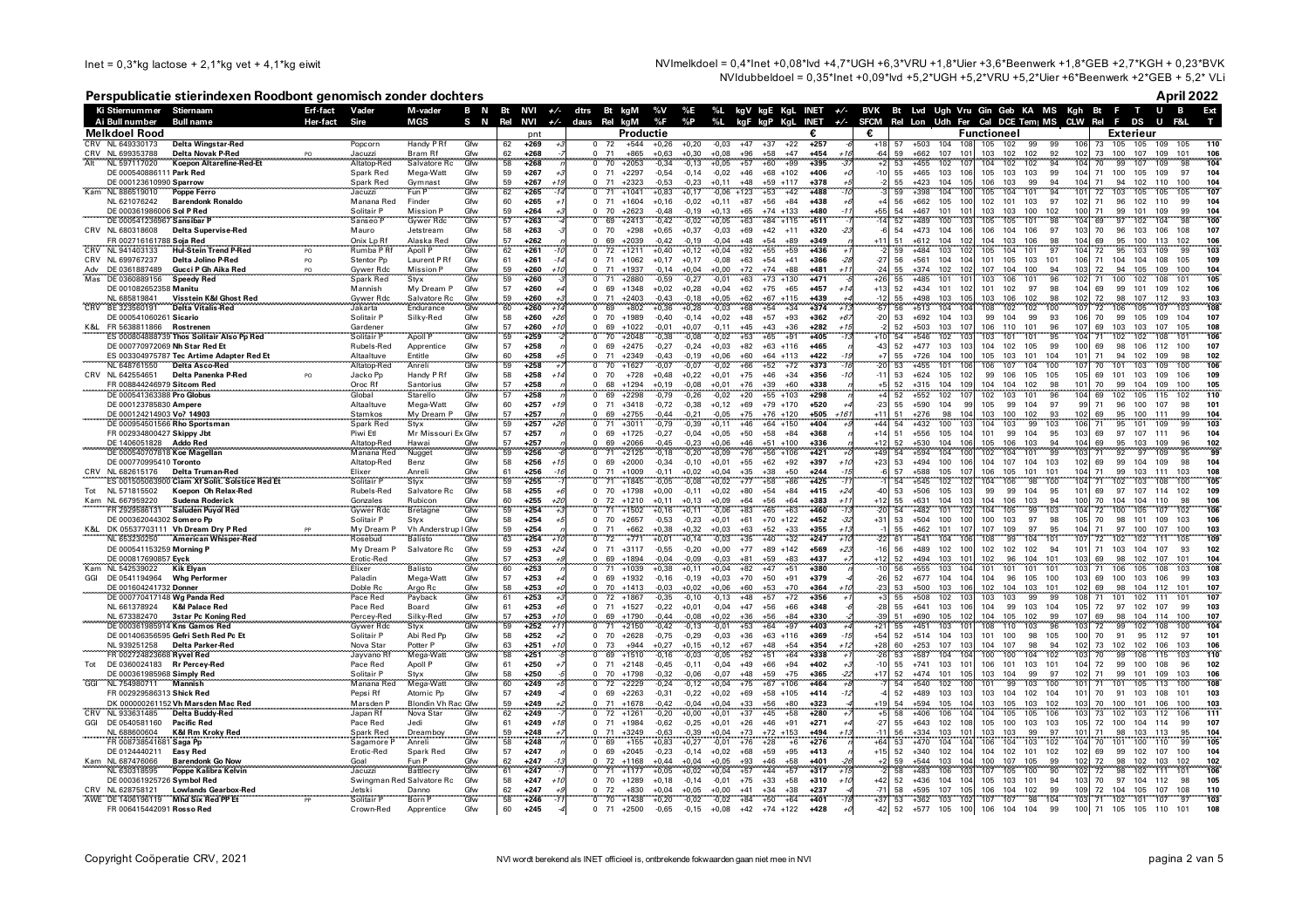Inet = 0,3*kg lactose + 2,1*kg vet + 4,1*kg eiwit

NVImelkdoel = 0,4*Inet +0,08*lvd +4,7*UGH +6,3*VRU +1,8*Uier +3,6*Beenwerk +1,8*GEB +2,7*KGH + 0,23*BVK

NVIdubbeldoel = 0,35*Inet +0,09*lvd +5,2*UGH +5,2*VRU +5,2*Uier +6*Beenwerk +2*GEB + 5,2* VLi

# Perspublicatie stierindexen Roodbont genomisch zonder dochters

**April 2022**

| Ki | Stiernummer | Stiernaam | Erf-fact | Vader | M-vader | B N | Bt | NVI | +/- | dtrs | Bt | kgM | %V | %E | %L | kgV | kgE | KgL | INET | +/- | BVK | Bt | Lvd | Ugh | Vru | Gin | Geb | KA | MS | Kgh | Bt | F | T | U | B | Ext |
|---|---|---|---|---|---|---|---|---|---|---|---|---|---|---|---|---|---|---|---|---|---|---|---|---|---|---|---|---|---|---|---|---|---|---|---|---|
| Ai | Bull number | Bull name | Her-fact | Sire | MGS | S N | Rel | NVI | +/- | daus | Rel | kgM | %F | %P | %L | kgF | kgP | KgL | INET | +/- | SFCM | Rel | Lon | Udh | Fer | Cal | DCE | Tem | MS | CLW | Rel | F | DS | U | F&L | T |
| **Melkdoel Rood** | | | | | | | | pnt | | | | Productie | | | | | | | € | | € | | Functioneel | | | | | | | | | Exterieur | | | | |
| CRV | NL 649330173 | Delta Wingstar-Red | | Popcorn | Handy P Rf | Gfw | 62 | +269 | +3 | 0 | 72 | +544 | +0,26 | +0,20 | -0,03 | +47 | +37 | +22 | +257 | -6 | +18 | 57 | +503 | 104 | 108 | 105 | 102 | 99 | 99 | 106 | 73 | 105 | 105 | 109 | 105 | 110 |
| CRV | NL 699353788 | Delta Novak P-Red | PO | Jacuzzi | Bram Rf | Gfw | 62 | +268 | -3 | 0 | 71 | +865 | +0,63 | +0,30 | +0,08 | +96 | +58 | +47 | +454 | +16 | -64 | 59 | +662 | 107 | 101 | 103 | 102 | 102 | 92 | 102 | 73 | 100 | 107 | 109 | 101 | 106 |
| Alt | NL 597117020 | Koepon Altarefine-Red-Et | | Altatop-Red | Salvatore Rc | Gfw | 58 | +268 | | 0 | 70 | +2053 | -0,34 | -0,13 | +0,05 | +57 | +60 | +99 | +395 | -37 | +2 | 53 | +455 | 102 | 107 | 104 | 102 | 102 | 94 | 104 | 70 | 99 | 107 | 109 | 98 | 104 |
| | DE 000540886111 | Park Red | | Spark Red | Mega-Watt | Gfw | 59 | +267 | +3 | 0 | 71 | +2297 | -0,54 | -0,14 | -0,02 | +46 | +68 | +102 | +406 | +0 | -10 | 55 | +465 | 103 | 105 | 105 | 103 | 103 | 99 | 104 | 71 | 100 | 105 | 109 | 97 | 104 |
| | DE 000123610990 | Sparrow | | Spark Red | Gymnast | Gfw | 59 | +267 | +10 | 0 | 71 | +2323 | -0,53 | -0,23 | +0,11 | +48 | +59 | +117 | +378 | +5 | -2 | 55 | +423 | 104 | 105 | 106 | 103 | 99 | 94 | 104 | 71 | 94 | 102 | 110 | 100 | 104 |
| Kam | NL 886519010 | Poppe Ferro | | Jacuzzi | Fun P | Gfw | 62 | +265 | -14 | 0 | 71 | +1041 | +0,83 | +0,17 | -0,06 | +123 | +53 | +42 | +488 | -10 | -3 | 59 | +398 | 104 | 100 | 105 | 104 | 101 | 94 | 101 | 72 | 103 | 105 | 105 | 105 | 107 |
| | NL 621076242 | Barendonk Ronaldo | | Manana Red | Finder | Gfw | 60 | +265 | +1 | 0 | 71 | +1604 | +0,16 | -0,02 | +0,11 | +87 | +56 | +84 | +438 | +6 | +4 | 56 | +662 | 105 | 100 | 102 | 101 | 103 | 97 | 102 | 71 | 96 | 102 | 110 | 99 | 104 |
| | DE 000361986006 | Sol P Red | | Solitair P | Mission P | Gfw | 59 | +264 | +3 | 0 | 70 | +2623 | -0,48 | -0,19 | +0,13 | +65 | +74 | +133 | +480 | -11 | +55 | 54 | +467 | 101 | 101 | 103 | 103 | 100 | 102 | 100 | 71 | 99 | 101 | 109 | 99 | 104 |
| | DE 000541236967 | Sansibar P | | Sanseo P | Gywer Rdc | Gfw | 57 | +263 | -4 | 0 | 69 | +2413 | -0,42 | -0,02 | +0,05 | +63 | +84 | +115 | +511 | -7 | -14 | 52 | +489 | 100 | 103 | 105 | 105 | 101 | 98 | 104 | 69 | 97 | 102 | 104 | 98 | 100 |
| CRV | NL 680318608 | Delta Supervise-Red | | Mauro | Jetstream | Gfw | 58 | +263 | -3 | 0 | 70 | +298 | +0,65 | +0,37 | -0,03 | +69 | +42 | +11 | +320 | -23 | -6 | 54 | +473 | 104 | 106 | 106 | 104 | 106 | 97 | 103 | 70 | 96 | 103 | 106 | 108 | 107 |
| | FR 002716161788 | Soja Red | | Onix Lp Rf | Alaska Red | Gfw | 57 | +262 | | 0 | 69 | +2039 | -0,42 | -0,19 | -0,04 | +48 | +54 | +89 | +349 | | +11 | 51 | +612 | 104 | 102 | 104 | 103 | 106 | 98 | 104 | 69 | 95 | 100 | 113 | 102 | 106 |
| CRV | NL 941403133 | Hul-Stein Trend P-Red | PO | Rumba P Rf | Apoll P | Gfw | 62 | +261 | -10 | 0 | 72 | +1211 | +0,40 | +0,12 | +0,04 | +92 | +55 | +59 | +436 | +1 | -2 | 59 | +484 | 103 | 102 | 105 | 104 | 101 | 97 | 104 | 72 | 95 | 103 | 109 | 99 | 103 |
| CRV | NL 699767237 | Delta Jolino P-Red | PO | Stentor Pp | Laurent P Rf | Gfw | 61 | +261 | -14 | 0 | 72 | +1062 | +0,17 | +0,17 | -0,08 | +63 | +54 | +41 | +366 | -28 | -27 | 56 | +561 | 104 | 104 | 101 | 105 | 103 | 101 | 106 | 71 | 104 | 104 | 108 | 105 | 109 |
| Adv | DE 0361887489 | Gucci P Gh Aika Red | PO | Gywer Rdc | Mission P | Gfw | 59 | +260 | +10 | 0 | 71 | +1937 | -0,14 | +0,00 | +0,00 | +72 | +74 | +88 | +481 | +11 | -24 | 55 | +374 | 102 | 102 | 107 | 104 | 100 | 94 | 103 | 72 | 94 | 105 | 109 | 100 | 104 |
| Mas | DE 0360889156 | Speedy Red | | Spark Red | Styx | Gfw | 59 | +260 | -3 | 0 | 71 | +2880 | -0,59 | -0,27 | -0,01 | +63 | +73 | +130 | +471 | -5 | -26 | 55 | +485 | 101 | 101 | 103 | 106 | 101 | 96 | 102 | 71 | 100 | 102 | 108 | 101 | 105 |
| | DE 001082652358 | Manitu | | Mannish | My Dream P | Gfw | 57 | +260 | +4 | 0 | 69 | +1348 | +0,02 | +0,28 | +0,04 | +62 | +75 | +65 | +457 | +14 | +13 | 52 | +434 | 101 | 102 | 101 | 102 | 97 | 98 | 104 | 69 | 99 | 101 | 109 | 102 | 106 |
| | NL 685819841 | Visstein K&I Ghost Red | | Gywer Rdc | Salvatore Rc | Gfw | 59 | +260 | +3 | 0 | 71 | +2403 | -0,43 | -0,18 | +0,05 | +62 | +67 | +115 | +439 | +4 | -12 | 55 | +498 | 103 | 105 | 103 | 106 | 102 | 98 | 102 | 72 | 98 | 107 | 112 | 93 | 103 |
| CRV | BE 323560191 | Delta Vitalis-Red | | Jakarta | Endurance | Gfw | 60 | +260 | +14 | 0 | 69 | +802 | +0,36 | +0,28 | -0,03 | +68 | +54 | +34 | +374 | +13 | -57 | 56 | +513 | 104 | 104 | 108 | 102 | 102 | 100 | 107 | 72 | 106 | 105 | 107 | 103 | 108 |
| | DE 000541060261 | Sicario | | Solitair P | Silky-Red | Gfw | 58 | +260 | +26 | 0 | 70 | +1989 | -0,40 | -0,14 | +0,02 | +48 | +57 | +93 | +362 | +67 | -20 | 53 | +692 | 104 | 103 | 99 | 104 | 99 | 93 | 106 | 70 | 99 | 105 | 109 | 104 | 107 |
| K&L | FR 5638811866 | Rostrenen | | Gardener | | Gfw | 57 | +260 | +10 | 0 | 69 | +1022 | -0,01 | +0,07 | -0,11 | +45 | +43 | +36 | +282 | +15 | -2 | 52 | +503 | 103 | 107 | 106 | 110 | 101 | 96 | 107 | 69 | 103 | 103 | 107 | 105 | 108 |
| | ES 000804888739 | Thos Solitair Also Pp Red | | Solitair P | Apoll P | Gfw | 59 | +259 | | 0 | 70 | +2048 | -0,38 | -0,08 | -0,02 | +53 | +65 | +91 | +405 | -13 | +10 | 54 | +546 | 102 | 103 | 103 | 101 | 101 | 95 | 104 | 71 | 102 | 102 | 108 | 101 | 106 |
| | DE 000770972069 | Nh Star Red Et | | Rubels-Red | Apprentice | Gfw | 57 | +258 | | 0 | 69 | +2475 | -0,27 | -0,24 | +0,03 | +82 | +63 | +116 | +465 | | -43 | 52 | +477 | 103 | 103 | 104 | 102 | 105 | 99 | 100 | 69 | 98 | 106 | 112 | 100 | 107 |
| | ES 003304975787 | Tec Artime Adapter Red Et | | Altaaltuve | Entitle | Gfw | 60 | +258 | +5 | 0 | 71 | +2349 | -0,43 | -0,19 | +0,06 | +60 | +64 | +113 | +422 | -15 | +7 | 55 | +726 | 104 | 100 | 105 | 103 | 101 | 104 | 101 | 71 | 94 | 102 | 109 | 98 | 102 |
| | NL 648761550 | Delta Asco-Red | | Altatop-Red | Anreli | Gfw | 59 | +258 | -7 | 0 | 70 | +1627 | -0,07 | -0,07 | -0,02 | +66 | +52 | +72 | +373 | -18 | -20 | 53 | +455 | 101 | 106 | 106 | 107 | 104 | 100 | 107 | 70 | 101 | 103 | 105 | 106 | 106 |
| CRV | NL 642554651 | Delta Panenka P-Red | PO | Jacko Pp | Handy P Rf | Gfw | 58 | +258 | +14 | 0 | 70 | +728 | +0,48 | +0,22 | +0,01 | +75 | +46 | +34 | +356 | -10 | -11 | 53 | +624 | 105 | 102 | 99 | 106 | 105 | 105 | 105 | 69 | 101 | 103 | 109 | 106 | 109 |
| | FR 008844246979 | Sitcom Red | | Oroc Rf | Santorius | Gfw | 57 | +258 | | 0 | 68 | +1294 | +0,19 | -0,08 | +0,01 | +76 | +39 | +60 | +338 | | +5 | 52 | +315 | 104 | 109 | 104 | 104 | 102 | 98 | 101 | 70 | 99 | 104 | 109 | 100 | 105 |
| | DE 000541363388 | Pro Globus | | Global | Starello | Gfw | 57 | +258 | | 0 | 69 | +2298 | -0,79 | -0,26 | -0,02 | +20 | +55 | +103 | +298 | | +4 | 52 | +552 | 102 | 107 | 102 | 103 | 101 | 96 | 104 | 69 | 102 | 105 | 115 | 102 | 110 |
| | DE 001232785830 | Ampere | | Altaaltuve | Mega-Watt | Gfw | 60 | +257 | +19 | 0 | 71 | +3418 | -0,72 | -0,38 | -0,12 | +69 | +79 | +170 | +520 | +4 | -23 | 55 | +590 | 104 | 99 | 105 | 99 | 104 | 97 | 99 | 71 | 96 | 100 | 107 | 98 | 101 |
| | DE 000124214903 | Vo* 14903 | | Stamkos | My Dream P | Gfw | 57 | +257 | | 0 | 69 | +2755 | -0,44 | -0,21 | -0,05 | +75 | +76 | +120 | +505 | +161 | +11 | 51 | +276 | 98 | 104 | 103 | 100 | 102 | 93 | 102 | 69 | 95 | 100 | 111 | 99 | 104 |
| | DE 000954501566 | Rho Sportsman | | Spark Red | Styx | Gfw | 59 | +257 | +26 | 0 | 71 | +3011 | -0,79 | -0,39 | +0,11 | +46 | +64 | +150 | +404 | +5 | +44 | 54 | +432 | 100 | 103 | 104 | 103 | 99 | 103 | 106 | 71 | 95 | 101 | 109 | 99 | 103 |
| | FR 002934800427 | Skippy Jbt | | Piwi Etl | Mr Missouri Ex | Gfw | 57 | +257 | | 0 | 69 | +1725 | -0,27 | -0,04 | +0,05 | +50 | +58 | +84 | +368 | | +14 | 51 | +556 | 105 | 104 | 101 | 99 | 104 | 95 | 103 | 69 | 97 | 107 | 111 | 96 | 104 |
| | DE 1406051828 | Addo Red | | Altatop-Red | Hawai | Gfw | 57 | +257 | | 0 | 69 | +2066 | -0,45 | -0,23 | +0,06 | +46 | +51 | +100 | +336 | | +12 | 52 | +530 | 104 | 106 | 105 | 106 | 103 | 94 | 104 | 69 | 95 | 103 | 109 | 102 | 105 |
| | DE 000540707818 | Koe Magellan | | Manana Red | Nugget | Gfw | 59 | +256 | -6 | 0 | 71 | +2125 | -0,18 | -0,20 | +0,09 | +76 | +58 | +106 | +421 | +0 | +49 | 54 | +594 | 104 | 100 | 102 | 104 | 101 | 99 | 103 | 71 | 92 | 97 | 109 | 95 | 99 |
| | DE 000770995410 | Toronto | | Altatop-Red | Benz | Gfw | 58 | +256 | +15 | 0 | 69 | +2000 | -0,34 | -0,10 | +0,01 | +55 | +62 | +92 | +397 | +10 | +23 | 53 | +494 | 100 | 106 | 104 | 107 | 104 | 103 | 102 | 69 | 99 | 104 | 109 | 98 | 104 |
| CRV | NL 682615176 | Delta Truman-Red | | Elixer | Anreli | Gfw | 61 | +256 | -16 | 0 | 71 | +1009 | -0,11 | +0,02 | +0,04 | +35 | +38 | +50 | +244 | -15 | -6 | 57 | +588 | 105 | 107 | 106 | 105 | 101 | 101 | 104 | 71 | 99 | 103 | 111 | 103 | 108 |
| | ES 001505063900 | Ciam Xf Solit. Solstice Red Et | | Solitair P | Styx | Gfw | 59 | +255 | | 0 | 71 | +1845 | -0,05 | -0,08 | +0,02 | +77 | +58 | +86 | +425 | -11 | -1 | 54 | +545 | 102 | 102 | 104 | 106 | 98 | 100 | 104 | 71 | 102 | 103 | 108 | 100 | 105 |
| Tot | NL 571815502 | Koepon Oh Relax-Red | | Rubels-Red | Salvatore Rc | Gfw | 58 | +255 | +6 | 0 | 70 | +1798 | +0,00 | -0,11 | +0,02 | +80 | +54 | +84 | +415 | +24 | -40 | 53 | +506 | 105 | 103 | 99 | 99 | 104 | 95 | 101 | 69 | 97 | 107 | 114 | 102 | 109 |
| Kam | NL 667959220 | Sudena Roderick | | Gonzales | Rubicon | Gfw | 60 | +255 | +20 | 0 | 72 | +1210 | +0,11 | +0,13 | -0,09 | +64 | +56 | +64 | +383 | +11 | +12 | 55 | +631 | 104 | 103 | 104 | 106 | 103 | 94 | 100 | 70 | 104 | 104 | 110 | 98 | 106 |
| | FR 2929586131 | Saluden Puyol Red | | Gywer Rdc | Bretagne | Gfw | 59 | +254 | -3 | 0 | 71 | +1502 | -0,16 | +0,11 | -0,06 | +83 | +65 | +63 | +460 | -13 | -22 | 54 | +482 | 101 | 102 | 104 | 105 | 99 | 103 | 104 | 72 | 100 | 105 | 107 | 102 | 106 |
| | DE 000362044302 | Somero Pp | | Solitair P | Styx | Gfw | 58 | +254 | +5 | 0 | 70 | +2657 | -0,53 | -0,23 | +0,01 | +61 | +70 | +122 | +452 | -32 | +31 | 53 | +504 | 100 | 100 | 100 | 103 | 97 | 98 | 105 | 70 | 98 | 101 | 109 | 103 | 106 |
| K&L | DK 05537703111 | Vh Dream Dry P Red | PP | My Dream P | Vh Anderstrup I | Gfw | 59 | +254 | | 0 | 71 | +662 | +0,38 | +0,32 | +0,03 | +63 | +52 | +33 | +355 | +13 | -1 | 55 | +462 | 101 | 107 | 107 | 109 | 97 | 95 | 104 | 71 | 97 | 100 | 107 | 100 | 103 |
| | NL 653230250 | American Whisper-Red | | Rosebud | Balisto | Gfw | 63 | +254 | +14 | 0 | 72 | +771 | +0,01 | +0,14 | -0,03 | +35 | +40 | +32 | +247 | +10 | -22 | 61 | +541 | 104 | 106 | 108 | 99 | 104 | 101 | 107 | 72 | 102 | 102 | 111 | 105 | 109 |
| | DE 000541153259 | Morning P | | My Dream P | Salvatore Rc | Gfw | 59 | +253 | +24 | 0 | 71 | +3117 | -0,55 | -0,29 | +0,00 | +77 | +89 | +142 | +569 | +23 | -16 | 56 | +489 | 102 | 100 | 102 | 102 | 102 | 94 | 101 | 71 | 103 | 104 | 107 | 93 | 102 |
| | DE 000817690857 | Eyck | | Erotic-Red | | Gfw | 57 | +253 | +9 | 0 | 69 | +1894 | -0,04 | -0,09 | -0,03 | +81 | +59 | +83 | +437 | +7 | +12 | 52 | +494 | 103 | 101 | 102 | 96 | 104 | 101 | 103 | 69 | 98 | 102 | 107 | 101 | 104 |
| Kam | NL 542539022 | Kik Elyan | | Elixer | Balisto | Gfw | 60 | +253 | | 0 | 71 | +1039 | +0,38 | +0,11 | +0,04 | +82 | +47 | +51 | +380 | | -10 | 56 | +555 | 103 | 104 | 101 | 101 | 101 | 101 | 103 | 71 | 106 | 105 | 108 | 103 | 108 |
| GGI | DE 0541194964 | Whg Performer | | Paladin | Mega-Watt | Gfw | 57 | +253 | +4 | 0 | 69 | +1932 | -0,16 | -0,19 | +0,03 | +70 | +50 | +91 | +379 | | -26 | 52 | +677 | 104 | 104 | 104 | 96 | 105 | 100 | 103 | 69 | 100 | 103 | 106 | 99 | 103 |
| | DE 001604241732 | Donner | | Doble Rc | Argo Rc | Gfw | 58 | +253 | +0 | 0 | 70 | +1413 | -0,03 | +0,02 | +0,06 | +60 | +53 | +70 | +364 | +10 | -23 | 53 | +500 | 103 | 106 | 102 | 104 | 103 | 104 | 102 | 69 | 98 | 104 | 112 | 101 | 107 |
| | DE 000770417148 | Wg Panda Red | | Pace Red | Payback | Gfw | 61 | +253 | +3 | 0 | 72 | +1867 | -0,35 | -0,10 | -0,13 | +48 | +57 | +72 | +356 | +1 | +3 | 55 | +508 | 102 | 103 | 103 | 103 | 99 | 105 | 108 | 71 | 101 | 102 | 112 | 102 | 108 |
| | NL 661378924 | K&I Palace Red | | Pace Red | Board | Gfw | 61 | +253 | +6 | 0 | 71 | +1527 | -0,22 | +0,01 | -0,04 | +47 | +56 | +66 | +348 | -6 | -28 | 55 | +641 | 103 | 106 | 104 | 99 | 103 | 104 | 105 | 72 | 97 | 102 | 107 | 99 | 103 |
| | NL 673382470 | 3star Pc Koning Red | | Percey-Red | Silky-Red | Gfw | 57 | +253 | +10 | 0 | 69 | +1790 | -0,44 | -0,08 | +0,02 | +36 | +56 | +84 | +330 | | -39 | 51 | +690 | 105 | 102 | 104 | 105 | 102 | 99 | 107 | 69 | 98 | 104 | 114 | 100 | 107 |
| | DE 000361985914 | Kns Gamos Red | | Gywer Rdc | Styx | Gfw | 59 | +252 | +11 | 0 | 71 | +2150 | -0,42 | -0,13 | -0,01 | +53 | +64 | +97 | +403 | +4 | +21 | 55 | +451 | 103 | 101 | 108 | 110 | 103 | 96 | 103 | 72 | 99 | 102 | 108 | 100 | 104 |
| | DE 001406356595 | Gefri Seth Red Pc Et | | Solitair P | Abi Red Pp | Gfw | 58 | +252 | +2 | 0 | 70 | +2628 | -0,75 | -0,29 | -0,03 | +36 | +63 | +116 | +369 | -15 | +54 | 52 | +514 | 100 | 103 | 101 | 100 | 98 | 105 | 100 | 70 | 91 | 95 | 112 | 97 | 101 |
| | NL 939251258 | Delta Parker-Red | | Nova Star | Potter P | Gfw | 63 | +251 | +10 | 0 | 73 | +944 | -0,27 | +0,15 | -0,12 | +17 | +48 | +54 | +354 | +12 | +28 | 60 | +253 | 107 | 103 | 104 | 107 | 98 | 94 | 102 | 73 | 102 | 102 | 106 | 103 | 105 |
| | FR 002724823668 | Ryvel Red | | Jayvano Rf | Mega-Watt | Gfw | 58 | +251 | | 0 | 69 | +1510 | -0,16 | -0,03 | -0,05 | +52 | +51 | +64 | +338 | +1 | -26 | 53 | +587 | 104 | 104 | 100 | 100 | 104 | 102 | 103 | 70 | 99 | 106 | 115 | 103 | 110 |
| Tot | DE 0360024183 | Rr Percey-Red | | Pace Red | Apoll P | Gfw | 61 | +250 | +7 | 0 | 71 | +2148 | -0,45 | -0,11 | -0,04 | +49 | +66 | +94 | +402 | +3 | -10 | 55 | +741 | 103 | 103 | 106 | 101 | 103 | 101 | 104 | 72 | 99 | 100 | 108 | 96 | 102 |
| | DE 000361985968 | Simply Red | | Solitair P | Styx | Gfw | 58 | +250 | -5 | 0 | 70 | +1798 | -0,32 | -0,06 | -0,07 | +48 | +59 | +75 | +365 | -22 | +17 | 52 | +474 | 101 | 105 | 103 | 104 | 99 | 97 | 102 | 71 | 99 | 101 | 109 | 103 | 106 |
| GGI | NL 754980711 | Mannish | | Manana Red | Mega-Watt | Gfw | 60 | +249 | +5 | 0 | 72 | +2229 | -0,24 | -0,12 | +0,04 | +75 | +67 | +106 | +464 | +8 | -7 | 54 | +540 | 102 | 100 | 101 | 99 | 103 | 100 | 101 | 71 | 101 | 105 | 113 | 100 | 108 |
| | FR 002929586313 | Shick Red | | Pepsi Rf | Atomic Pp | Gfw | 57 | +249 | -4 | 0 | 69 | +2263 | -0,31 | -0,22 | +0,02 | +69 | +58 | +105 | +414 | -12 | -4 | 52 | +489 | 103 | 103 | 103 | 104 | 102 | 104 | 101 | 70 | 91 | 103 | 108 | 101 | 103 |
| | DK 000000261152 | Vh Marsden Mac Red | | Marsden P | Blondin Vh Rac | Gfw | 59 | +249 | +2 | 0 | 71 | +1678 | -0,42 | -0,04 | +0,04 | +33 | +56 | +80 | +323 | -4 | +19 | 54 | +594 | 105 | 104 | 103 | 105 | 103 | 102 | 103 | 70 | 100 | 101 | 106 | 100 | 103 |
| CRV | NL 933631485 | Delta Buddy-Red | | Japan Rf | Nova Star | Gfw | 62 | +249 | -7 | 0 | 72 | +1261 | -0,20 | +0,00 | +0,01 | +37 | +45 | +58 | +280 | -7 | +5 | 58 | +406 | 106 | 104 | 104 | 105 | 105 | 106 | 103 | 73 | 102 | 103 | 112 | 106 | 111 |
| GGI | DE 0540581160 | Pacific Red | | Pace Red | Jedi | Gfw | 61 | +249 | +18 | 0 | 71 | +1984 | -0,62 | -0,25 | +0,01 | +26 | +46 | +91 | +271 | +4 | -27 | 55 | +643 | 102 | 108 | 105 | 100 | 103 | 103 | 105 | 72 | 100 | 104 | 114 | 99 | 107 |
| | NL 688600604 | K&I Rm Kroky Red | | Spark Red | Dreamboy | Gfw | 59 | +248 | +7 | 0 | 71 | +3249 | -0,63 | -0,39 | +0,04 | +73 | +72 | +153 | +494 | +13 | -11 | 56 | -334 | 103 | 101 | 103 | 103 | 99 | 97 | 101 | 71 | 98 | 103 | 113 | 95 | 104 |
| | FR 008738541681 | Saga Pp | | Sagamore P | Anreli | Gfw | 58 | +248 | | 0 | 69 | +155 | +0,83 | +0,27 | -0,01 | +76 | +28 | +6 | +276 | | +64 | 53 | +470 | 104 | 104 | 106 | 104 | 103 | 102 | 104 | 70 | 101 | 100 | 110 | 99 | 105 |
| | DE 0124440211 | Easy Red | | Erotic-Red | Spark Red | Gfw | 57 | +247 | | 0 | 69 | +2045 | -0,23 | -0,14 | +0,02 | +68 | +59 | +95 | +413 | | +15 | 52 | +340 | 102 | 104 | 104 | 102 | 101 | 102 | 102 | 69 | 99 | 102 | 107 | 100 | 104 |
| Kam | NL 687476066 | Barendonk Go Now | | Goal | Fun P | Gfw | 62 | +247 | -13 | 0 | 72 | +1168 | +0,44 | +0,04 | +0,05 | +93 | +46 | +58 | +401 | -26 | +2 | 59 | +544 | 103 | 104 | 100 | 107 | 105 | 99 | 103 | 72 | 100 | 102 | 110 | 102 | 106 |
| | NL 630318595 | Poppe Kalibra Kelvin | | Jacuzzi | Battlecry | Gfw | 61 | +247 | -1 | 0 | 71 | +1177 | +0,05 | +0,02 | +0,04 | +57 | +44 | +57 | +317 | +15 | -2 | 58 | +483 | 106 | 103 | 107 | 105 | 100 | 90 | 102 | 72 | 98 | 102 | 111 | 101 | 106 |
| | DE 000361925726 | Symbol Red | | Swingman Red | Salvatore Rc | Gfw | 58 | +247 | +10 | 0 | 70 | +1289 | -0,18 | -0,14 | -0,01 | +75 | +33 | +58 | +310 | +10 | +42 | 52 | +436 | 104 | 104 | 105 | 105 | 101 | 94 | 103 | 70 | 97 | 104 | 112 | 98 | 105 |
| CRV | NL 628758121 | Lowlands Gearbox-Red | | Jetski | Danno | Gfw | 62 | +247 | +9 | 0 | 72 | +830 | +0,04 | +0,05 | +0,00 | +41 | +34 | +38 | +237 | +2 | -71 | 58 | +595 | 107 | 105 | 106 | 104 | 102 | 99 | 109 | 72 | 104 | 105 | 107 | 108 | 110 |
| AWE | DE 1406196119 | Mhd Six Red PP Et | PP | Solitair P | Born P | Gfw | 58 | +246 | -11 | 0 | 70 | +1438 | +0,20 | -0,02 | -0,02 | +84 | +50 | +64 | +401 | -18 | +37 | 53 | +362 | 103 | 102 | 107 | 107 | 98 | 104 | 103 | 71 | 98 | 102 | 101 | 97 | 103 |
| | FR 006415442091 | Rosso Red | | Crown-Red | Apprentice | Gfw | 60 | +245 | -4 | 0 | 71 | +2500 | -0,65 | -0,15 | +0,08 | +42 | +74 | +122 | +428 | +6 | -42 | 52 | +577 | 105 | 100 | 106 | 104 | 104 | 100 | 100 | 71 | 105 | 105 | 110 | 101 | 108 |

Copyright Coöperatie CRV, 2021

NVI wordt berekend als INET officieel is, ontbrekende fokwaarden gaan niet mee in NVI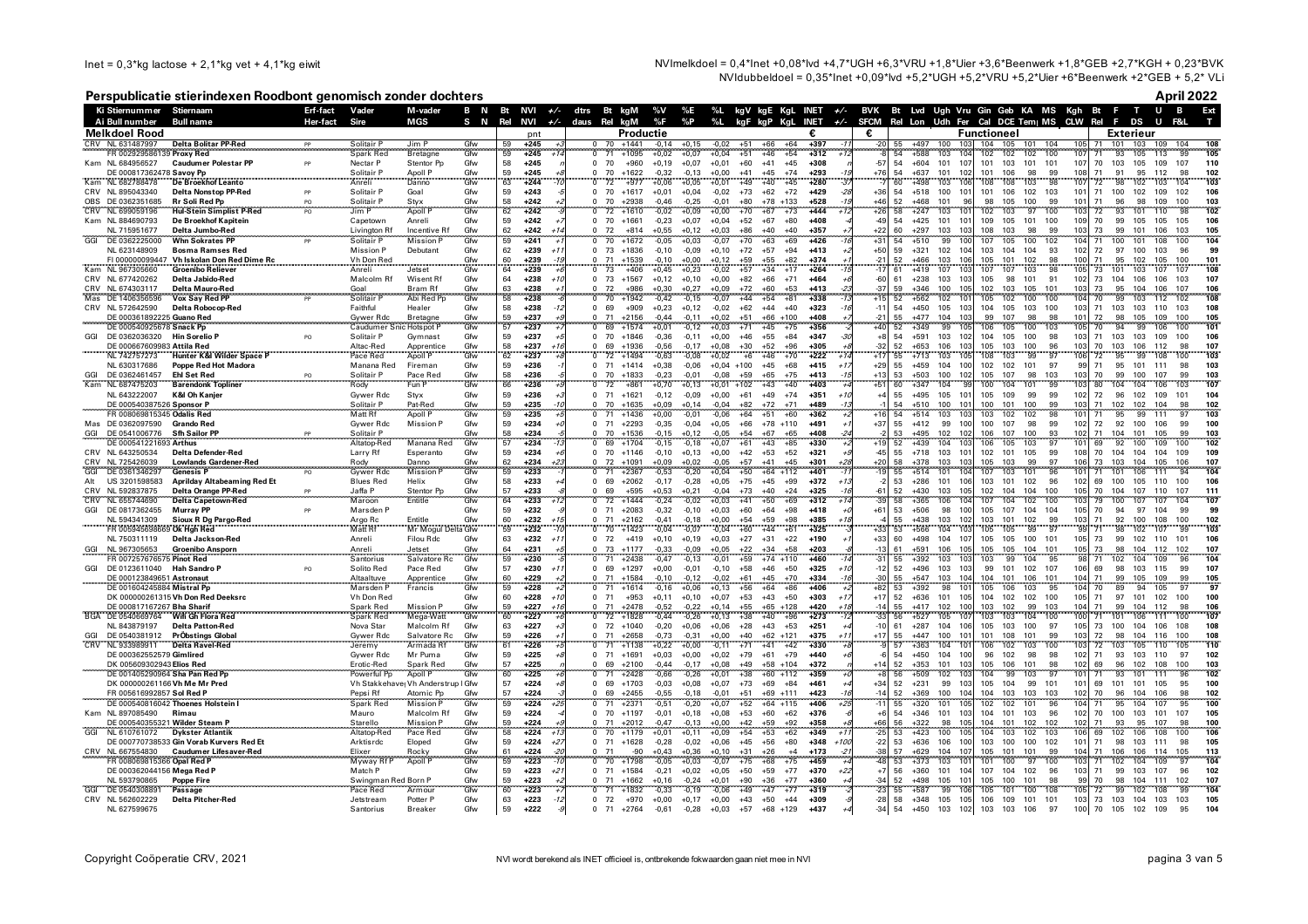Inet = 0,3*kg lactose + 2,1*kg vet + 4,1*kg eiwit

NVImelkdoel = 0,4*Inet +0,08*lvd +4,7*UGH +6,3*VRU +1,8*Uier +3,6*Beenwerk +1,8*GEB +2,7*KGH + 0,23*BVK

NVIdubbeldoel = 0,35*Inet +0,09*lvd +5,2*UGH +5,2*VRU +5,2*Uier +6*Beenwerk +2*GEB + 5,2* VLi

# Perspublicatie stierindexen Roodbont genomisch zonder dochters

**April 2022**

| Ki | Stiernummer | Stiernaam | Erf-fact | Vader | M-vader | B N | Bt | NVI | +/- | dtrs | Bt | kgM | %V | %E | %L | kgV | kgE | KgL | INET | +/- | BVK | Bt | Lvd | Ugh | Vru | Gin | Geb | KA | MS | Kgh | Bt | F | DS | U | B | Ext |
|---|---|---|---|---|---|---|---|---|---|---|---|---|---|---|---|---|---|---|---|---|---|---|---|---|---|---|---|---|---|---|---|---|---|---|---|---|
| Ai | Bull number | Bull name | Her-fact | Sire | MGS | S N | Rel | NVI | +/- | daus | Rel | kgM | %F | %P | %L | kgF | kgP | KgL | INET | +/- | SFCM | Rel | Lon | Udh | Fer | Cal | DCE | Tem | MS | CLW | Rel | F | DS | U | F&L | T |
| **Melkdoel Rood** | | | | | | | | pnt | | | | **Productie** | | | | | | | € | | € | | | | | **Functioneel** | | | | | | | **Exterieur** | | | |
| CRV | NL 631487997 | Delta Bolitar PP-Red | PP | Solitair P | Jim P | Gfw | 59 | +245 | +3 | 0 | 70 | +1441 | -0,14 | +0,15 | -0,02 | +51 | +66 | +64 | +397 | -11 | -20 | 55 | +497 | 100 | 103 | 104 | 105 | 101 | 104 | 105 | 71 | 101 | 103 | 109 | 104 | 108 |
| | FR 002929586139 | Proxy Red | | Spark Red | Bretagne | Gfw | 59 | +245 | +14 | 0 | 71 | +1095 | +0,02 | +0,07 | +0,04 | +51 | +46 | +54 | +312 | +12 | -8 | 54 | +588 | 103 | 104 | 102 | 102 | 102 | 100 | 107 | 71 | 93 | 105 | 113 | 99 | 105 |
| Kam | NL 684956527 | Caudumer Polestar PP | PP | Nectar P | Stentor Pp | Gfw | 58 | +245 | +5 | 0 | 70 | +960 | +0,19 | +0,07 | +0,01 | +60 | +41 | +45 | +308 | +5 | -57 | 54 | +604 | 101 | 107 | 101 | 103 | 101 | 101 | 107 | 70 | 103 | 105 | 109 | 107 | 110 |
| | DE 000817362478 | Savoy Pp | | Solitair P | Apoll P | Gfw | 59 | +245 | +8 | 0 | 70 | +1622 | -0,32 | -0,13 | +0,00 | +41 | +45 | +74 | +293 | -19 | +76 | 54 | +637 | 101 | 102 | 101 | 106 | 98 | 99 | 108 | 71 | 91 | 95 | 112 | 98 | 102 |
| Kam | NL 682788478 | De Broekhof Leanto | | Anreli | Danno | Gfw | 63 | +244 | -10 | 0 | 72 | +977 | +0,05 | +0,05 | +0,01 | +49 | +40 | +45 | +280 | -3 | -7 | 60 | +498 | 103 | 105 | 108 | 108 | 103 | 98 | 107 | 72 | 98 | 102 | 103 | 104 | 103 |
| CRV | NL 895043340 | Delta Nonstop PP-Red | PP | Solitair P | Goal | Gfw | 59 | +243 | -5 | 0 | 70 | +1617 | +0,01 | +0,04 | -0,02 | +73 | +62 | +72 | +429 | -28 | +36 | 54 | +518 | 100 | 101 | 101 | 106 | 102 | 103 | 101 | 71 | 100 | 102 | 109 | 102 | 106 |
| OBS | DE 0362351685 | Rr Soli Red Pp | PO | Solitair P | Styx | Gfw | 58 | +242 | +2 | 0 | 70 | +2938 | -0,46 | -0,25 | -0,01 | +80 | +78 | +133 | +528 | -19 | +46 | 52 | +468 | 101 | 96 | 98 | 105 | 100 | 99 | 101 | 71 | 96 | 98 | 109 | 100 | 103 |
| CRV | NL 699059196 | Hul-Stein Simplist P-Red | PO | Jim P | Apoll P | Gfw | 62 | +242 | -9 | 0 | 72 | +1610 | -0,02 | +0,09 | +0,00 | +70 | +67 | +73 | +444 | +12 | +26 | 58 | +247 | 103 | 101 | 102 | 103 | 97 | 100 | 103 | 72 | 93 | 101 | 110 | 98 | 102 |
| Kam | NL 884690793 | De Broekhof Kapitein | | Capetown | Anreli | Gfw | 59 | +242 | +7 | 0 | 70 | +1661 | -0,23 | +0,07 | +0,04 | +52 | +67 | +80 | +408 | -6 | -49 | 54 | +425 | 101 | 101 | 109 | 105 | 101 | 100 | 109 | 70 | 99 | 105 | 105 | 105 | 106 |
| | NL 715951677 | Delta Jumbo-Red | | Livington Rf | Incentive Rf | Gfw | 62 | +242 | +14 | 0 | 72 | +814 | +0,55 | +0,12 | +0,03 | +86 | +40 | +40 | +357 | +7 | +22 | 60 | +297 | 103 | 103 | 108 | 103 | 98 | 99 | 103 | 73 | 99 | 101 | 106 | 103 | 105 |
| GGI | DE 0362225000 | Whn Sokrates PP | PP | Solitair P | Mission P | Gfw | 59 | +241 | +1 | 0 | 70 | +1672 | -0,05 | +0,03 | -0,07 | +70 | +63 | +69 | +426 | -16 | +31 | 54 | +510 | 99 | 100 | 107 | 105 | 100 | 102 | 104 | 71 | 100 | 101 | 108 | 100 | 104 |
| | NL 623148909 | Bosma Ramses Red | | Mission P | Debutant | Gfw | 62 | +239 | +11 | 0 | 73 | +1836 | -0,10 | -0,09 | +0,10 | +72 | +57 | +94 | +413 | +2 | +50 | 59 | +321 | 102 | 104 | 103 | 104 | 104 | 93 | 102 | 72 | 97 | 100 | 103 | 96 | 99 |
| | FI 000000099447 | Vh Iskolan Don Red Dime Rc | | Vh Don Red | | Gfw | 60 | +239 | -19 | 0 | 71 | +1539 | -0,10 | +0,00 | +0,12 | +59 | +55 | +82 | +374 | +1 | -21 | 52 | +466 | 103 | 106 | 105 | 101 | 102 | 98 | 100 | 71 | 95 | 102 | 105 | 100 | 101 |
| Kam | NL 967305660 | Groenibo Reliever | | Anreli | Jetset | Gfw | 64 | +239 | +6 | 0 | 73 | +406 | +0,45 | +0,23 | -0,02 | +57 | +34 | +17 | +264 | -15 | -17 | 61 | +419 | 107 | 103 | 107 | 107 | 103 | 98 | 105 | 73 | 101 | 103 | 107 | 107 | 108 |
| CRV | NL 677420262 | Delta Jabido-Red | | Malcolm Rf | Wisent Rf | Gfw | 64 | +238 | +10 | 0 | 73 | +1567 | -0,12 | +0,10 | +0,00 | +82 | +66 | +71 | +464 | +6 | -60 | 61 | +238 | 103 | 103 | 105 | 98 | 101 | 91 | 102 | 73 | 104 | 106 | 106 | 103 | 107 |
| CRV | NL 674303117 | Delta Mauro-Red | | Goal | Bram Rf | Gfw | 63 | +238 | +1 | 0 | 72 | +986 | +0,30 | +0,27 | +0,09 | +72 | +60 | +53 | +413 | -23 | -37 | 59 | +346 | 100 | 105 | 102 | 103 | 105 | 101 | 103 | 73 | 95 | 104 | 106 | 107 | 106 |
| Mas | DE 1406356596 | Vox Say Red PP | PP | Solitair P | Abi Red Pp | Gfw | 58 | +238 | -6 | 0 | 70 | +1942 | -0,42 | -0,15 | -0,07 | +44 | +54 | +81 | +338 | -13 | +15 | 52 | +562 | 102 | 101 | 105 | 102 | 100 | 100 | 104 | 70 | 99 | 103 | 112 | 102 | 108 |
| CRV | NL 572642590 | Delta Robocop-Red | | Faithful | Healer | Gfw | 58 | +238 | -12 | 0 | 69 | +909 | +0,23 | +0,12 | -0,02 | +62 | +44 | +40 | +323 | -16 | -11 | 54 | +450 | 105 | 103 | 104 | 105 | 103 | 100 | 103 | 71 | 103 | 103 | 110 | 103 | 108 |
| | DE 000361892225 | Guano Red | | Gywer Rdc | Bretagne | Gfw | 59 | +237 | +9 | 0 | 71 | +2156 | -0,44 | -0,11 | +0,02 | +51 | +66 | +100 | +408 | -17 | -21 | 55 | +477 | 104 | 103 | 99 | 107 | 98 | 98 | 101 | 72 | 98 | 105 | 109 | 100 | 105 |
| | DE 000540925678 | Snack Pp | | Caudumer Snic | Hotspot P | Gfw | 57 | +237 | +7 | 0 | 69 | +1574 | +0,01 | -0,12 | +0,03 | +71 | +45 | +75 | +356 | -5 | +40 | 52 | +349 | 99 | 105 | 106 | 105 | 100 | 103 | 105 | 70 | 94 | 99 | 106 | 100 | 101 |
| GGI | DE 0362036320 | Hin Sorelio P | PO | Solitair P | Gymnast | Gfw | 59 | +237 | +5 | 0 | 70 | +1846 | -0,36 | -0,11 | +0,00 | +46 | +55 | +84 | +347 | -30 | +8 | 54 | +591 | 103 | 102 | 104 | 105 | 100 | 98 | 103 | 71 | 103 | 103 | 109 | 100 | 106 |
| | DE 000667609983 | Attila Red | | Altac-Red | Apprentice | Gfw | 58 | +237 | +16 | 0 | 69 | +1936 | -0,56 | -0,17 | +0,08 | +30 | +52 | +96 | +305 | +6 | -32 | 52 | +653 | 106 | 103 | 105 | 103 | 100 | 96 | 103 | 70 | 103 | 106 | 112 | 98 | 107 |
| | NL 742757273 | Hunter K&I Wilder Space P | | Pace Red | Apoll P | Gfw | 62 | +237 | +8 | 0 | 72 | +1494 | -0,63 | -0,08 | +0,02 | +6 | +46 | +70 | +222 | +14 | +17 | 55 | +713 | 103 | 105 | 108 | 103 | 99 | 97 | 106 | 72 | 95 | 99 | 108 | 100 | 103 |
| | NL 630317686 | Poppe Red Hot Madora | | Manana Red | Fireman | Gfw | 59 | +236 | -1 | 0 | 71 | +1414 | -0,38 | -0,06 | +0,04 | +100 | +45 | +68 | +415 | +17 | +29 | 55 | +459 | 104 | 100 | 102 | 102 | 101 | 97 | 99 | 71 | 95 | 101 | 111 | 98 | 103 |
| GGI | DE 0362461457 | Ehl Set Red | PO | Solitair P | Pace Red | Gfw | 58 | +236 | -5 | 0 | 70 | +1833 | -0,23 | -0,01 | -0,08 | +59 | +65 | +75 | +413 | -15 | +13 | 53 | +503 | 100 | 102 | 105 | 107 | 98 | 103 | 103 | 70 | 99 | 100 | 107 | 99 | 103 |
| Kam | NL 687475203 | Barendonk Topliner | | Rody | Fun P | Gfw | 66 | +236 | +9 | 0 | 72 | +861 | +0,70 | +0,13 | +0,01 | +102 | +43 | +40 | +403 | +4 | +51 | 60 | +347 | 104 | 99 | 100 | 104 | 101 | 99 | 103 | 80 | 104 | 104 | 106 | 103 | 107 |
| | NL 643222007 | K&I Oh Kanjer | | Gywer Rdc | Styx | Gfw | 59 | +236 | +5 | 0 | 71 | +1621 | -0,12 | -0,09 | +0,00 | +61 | +49 | +74 | +351 | +10 | +4 | 55 | +495 | 105 | 101 | 105 | 109 | 99 | 99 | 103 | 72 | 96 | 102 | 109 | 101 | 104 |
| | DE 000540387526 | Sponsor P | | Solitair P | Pat-Red | Gfw | 59 | +235 | -10 | 0 | 70 | +1635 | +0,09 | +0,14 | -0,04 | +82 | +72 | +71 | +489 | -13 | -1 | 54 | +510 | 100 | 101 | 100 | 101 | 100 | 99 | 103 | 71 | 102 | 102 | 104 | 98 | 102 |
| | FR 008069815345 | Odalis Red | | Matt Rf | Apoll P | Gfw | 59 | +235 | +5 | 0 | 71 | +1436 | +0,00 | -0,01 | -0,06 | +64 | +51 | +60 | +362 | +2 | +16 | 54 | +514 | 103 | 103 | 103 | 102 | 102 | 98 | 101 | 71 | 95 | 99 | 111 | 97 | 103 |
| Mas | DE 0362097590 | Grando Red | | Gywer Rdc | Mission P | Gfw | 59 | +234 | +0 | 0 | 71 | +2293 | -0,35 | -0,04 | +0,05 | +66 | +78 | +110 | +491 | -1 | +37 | 55 | +412 | 99 | 100 | 100 | 107 | 98 | 99 | 102 | 72 | 92 | 100 | 106 | 99 | 100 |
| GGI | DE 0541006776 | Sfh Sailor PP | PP | Solitair P | | Gfw | 58 | +234 | +4 | 0 | 70 | +1536 | -0,15 | +0,12 | -0,05 | +54 | +67 | +65 | +408 | -24 | -2 | 53 | +495 | 102 | | 106 | 107 | 100 | 93 | 102 | 71 | 104 | 101 | 105 | 99 | 103 |
| | DE 000541221693 | Arthus | | Altatop-Red | Manana Red | Gfw | 57 | +234 | -13 | 0 | 69 | +1704 | -0,15 | -0,18 | +0,07 | +61 | +43 | +85 | +330 | +2 | +19 | 52 | +439 | 104 | 103 | 106 | 105 | 103 | 97 | 101 | 69 | 92 | 100 | 109 | 100 | 102 |
| CRV | NL 643250534 | Delta Defender-Red | | Larry Rf | Esperanto | Gfw | 59 | +234 | +6 | 0 | 70 | +1146 | -0,10 | +0,13 | +0,00 | +42 | +53 | +52 | +321 | +9 | -45 | 55 | +718 | 103 | 101 | 102 | 101 | 105 | 99 | 108 | 70 | 104 | 104 | 104 | 109 | 109 |
| CRV | NL 725426039 | Lowlands Gardener-Red | | Rody | Danno | Gfw | 62 | +234 | -23 | 0 | 72 | +1091 | +0,09 | +0,02 | -0,05 | +57 | +41 | +45 | +301 | +28 | -20 | 58 | +378 | 103 | 103 | 105 | 103 | 99 | 97 | 106 | 73 | 103 | 104 | 105 | 106 | 107 |
| GGI | DE 0361346297 | Genesis P | PO | Gywer Rdc | Mission P | Gfw | 59 | +233 | -4 | 0 | 71 | +2367 | -0,53 | -0,20 | +0,04 | +50 | +64 | +112 | +401 | -11 | -19 | 55 | +514 | 101 | 104 | 107 | 103 | 101 | 96 | 101 | 71 | 101 | 106 | 111 | 94 | 104 |
| Alt | US 3201598583 | Aprilday Altabeaming Red Et | | Blues Red | Helix | Gfw | 58 | +233 | +4 | 0 | 69 | +2062 | -0,17 | -0,28 | +0,05 | +75 | +45 | +99 | +372 | +13 | -2 | 53 | +286 | 101 | 106 | 103 | 101 | 102 | 96 | 102 | 69 | 100 | 105 | 110 | 100 | 106 |
| CRV | NL 592837875 | Delta Orange PP-Red | PP | Jaffa P | Stentor Pp | Gfw | 57 | +233 | -8 | 0 | 69 | +595 | +0,53 | +0,21 | -0,04 | +73 | +40 | +24 | +325 | -16 | -61 | 52 | +430 | 103 | 105 | 102 | 104 | 104 | 104 | 105 | 70 | 104 | 107 | 110 | 107 | 111 |
| CRV | NL 657344690 | Delta Capetown-Red | | Maroon | Entitle | Gfw | 64 | +233 | +12 | 0 | 72 | +1444 | -0,24 | -0,02 | +0,03 | +41 | +50 | +69 | +312 | +14 | -39 | 58 | +365 | 106 | 104 | 107 | 104 | 102 | 100 | 103 | 79 | 100 | 107 | 107 | 104 | 107 |
| GGI | DE 0817362455 | Murray PP | PP | Marsden P | | Gfw | 59 | +232 | -9 | 0 | 71 | +2083 | -0,32 | -0,10 | +0,03 | +60 | +64 | +98 | +418 | +6 | +61 | 53 | +506 | 98 | 100 | 105 | 107 | 104 | 104 | 105 | 70 | 94 | 97 | 104 | 99 | 99 |
| | NL 594341309 | Sioux R Dg Pargo-Red | | Argo Rc | Entitle | Gfw | 60 | +232 | +15 | 0 | 71 | +2162 | -0,41 | -0,18 | +0,00 | +54 | +59 | +98 | +385 | +18 | -4 | 55 | +438 | 103 | 102 | 103 | 101 | 102 | 99 | 103 | 71 | 92 | 100 | 108 | 100 | 102 |
| | FR 005945698669 | Ok High Red | | Matt Rf | Mr Mogul Delta | Gfw | 59 | +232 | -10 | 0 | 70 | +1423 | -0,04 | -0,07 | -0,04 | +60 | +44 | +61 | +325 | -4 | +33 | 53 | +566 | 104 | 103 | 105 | 109 | 99 | 97 | 99 | 71 | 98 | 102 | 107 | 99 | 103 |
| | NL 750311119 | Delta Jackson-Red | | Anreli | Filou Rdc | Gfw | 63 | +232 | +11 | 0 | 72 | +419 | +0,10 | +0,19 | +0,03 | +27 | +31 | +22 | +190 | +1 | +33 | 60 | +498 | 104 | 107 | 105 | 105 | 100 | 101 | 105 | 73 | 99 | 102 | 110 | 101 | 106 |
| GGI | NL 967305653 | Groenibo Ansporn | | Anreli | Jetset | Gfw | 64 | +231 | +5 | 0 | 73 | +1177 | -0,33 | -0,09 | +0,05 | +22 | +34 | +58 | +203 | -8 | -13 | 61 | +591 | 106 | | 105 | 105 | 104 | 101 | 105 | 73 | 98 | 104 | 112 | 102 | 107 |
| | FR 007257676575 | Pinot Red | | Santorius | Salvatore Rc | Gfw | 59 | +230 | -5 | 0 | 71 | +2438 | -0,47 | -0,13 | -0,01 | +59 | +74 | +110 | +460 | -14 | -31 | 55 | +392 | 103 | 103 | 103 | 99 | 104 | 95 | 98 | 71 | 102 | 104 | 109 | 96 | 104 |
| GGI | DE 0123611040 | Hah Sandro P | PO | Solito Red | Pace Red | Gfw | 57 | +230 | +11 | 0 | 69 | +1297 | +0,00 | -0,01 | -0,10 | +58 | +46 | +50 | +325 | +10 | -12 | 52 | +496 | 103 | 103 | 99 | 101 | 102 | 107 | 106 | 69 | 98 | 103 | 115 | 99 | 107 |
| | DE 000123849651 | Astronaut | | Altaaltuve | Apprentice | Gfw | 60 | +229 | +2 | 0 | 71 | +1584 | -0,10 | -0,12 | -0,02 | +61 | +45 | +70 | +334 | -16 | -30 | 55 | +547 | 103 | 104 | 104 | 101 | 106 | 101 | 104 | 71 | 99 | 105 | 109 | 99 | 105 |
| | DE 001604245884 | Mistral Pp | | Marsden P | Francis | Gfw | 59 | +228 | +2 | 0 | 71 | +1614 | -0,16 | +0,06 | +0,13 | +56 | +64 | +86 | +406 | +2 | +82 | 53 | +392 | 98 | 101 | 105 | 106 | 103 | 95 | 104 | 70 | 89 | 94 | 105 | 97 | 97 |
| | DK 000000261315 | Vh Don Red Deeksrc | | Vh Don Red | | Gfw | 60 | +228 | +10 | 0 | 71 | +953 | +0,11 | +0,10 | +0,07 | +53 | +43 | +50 | +303 | +17 | +17 | 52 | +636 | 101 | 105 | 104 | 102 | 102 | 100 | 105 | 71 | 97 | 101 | 102 | 100 | 100 |
| | DE 000817167267 | Bha Sharif | | Spark Red | Mission P | Gfw | 59 | +227 | +16 | 0 | 71 | +2478 | -0,52 | -0,22 | +0,14 | +55 | +65 | +128 | +420 | +18 | -14 | 55 | +417 | 102 | 100 | 103 | 102 | 99 | 103 | 104 | 71 | 99 | 103 | 106 | 96 | 102 |
| BUA | DE 0540699764 | Wilt Gh Flora Red | | Spark Red | Mega-Watt | Gfw | 60 | +227 | +8 | 0 | 72 | +1928 | -0,44 | -0,25 | +0,13 | +38 | +40 | +96 | +273 | +2 | -33 | 56 | +527 | 105 | 107 | 103 | 103 | 104 | 100 | 100 | 71 | 101 | 106 | 111 | 100 | 107 |
| | NL 843879197 | Delta Patton-Red | | Nova Star | Malcolm Rf | Gfw | 63 | +227 | +3 | 0 | 72 | +1040 | -0,20 | +0,06 | +0,06 | +28 | +43 | +53 | +251 | +4 | -10 | 61 | +287 | 104 | 106 | 105 | 103 | 100 | 97 | 105 | 73 | 100 | 104 | 106 | 108 | 108 |
| GGI | DE 0540381912 | PrObstings Global | | Gywer Rdc | Salvatore Rc | Gfw | 59 | +226 | +1 | 0 | 71 | +2658 | -0,73 | -0,31 | +0,00 | +40 | +62 | +121 | +375 | +11 | +17 | 55 | +447 | 100 | 101 | 101 | 108 | 101 | 99 | 103 | 72 | 98 | 104 | 116 | 100 | 108 |
| CRV | NL 933989911 | Delta Ravel-Red | | Jeremy | Armada Rf | Gfw | 61 | +226 | +5 | 0 | 71 | +1138 | +0,22 | +0,00 | -0,11 | +71 | +41 | +42 | +330 | -5 | -9 | 57 | +363 | 104 | 101 | 106 | 102 | 103 | 100 | 103 | 72 | 103 | 105 | 110 | 105 | 110 |
| | DE 000362552579 | Gimlired | | Gywer Rdc | Mr Puma | Gfw | 59 | +225 | +8 | 0 | 71 | +1691 | +0,03 | +0,00 | +0,02 | +79 | +61 | +79 | +440 | +6 | -6 | 54 | +450 | 104 | 100 | 96 | 102 | 98 | 98 | 102 | 71 | 93 | 103 | 110 | 97 | 102 |
| | DK 005609302943 | Elios Red | | Erotic-Red | Spark Red | Gfw | 57 | +225 | | 0 | 69 | +2100 | -0,44 | -0,17 | +0,08 | +49 | +58 | +104 | +372 | | +14 | 52 | +353 | 101 | 103 | 105 | 106 | 101 | 98 | 102 | 69 | 96 | 102 | 108 | 100 | 103 |
| | DE 001405290964 | Sha Pan Red Pp | | Powerful Pp | Apoll P | Gfw | 60 | +225 | +6 | 0 | 71 | +2428 | -0,66 | -0,26 | +0,01 | +38 | +60 | +112 | +359 | +0 | +8 | 56 | +509 | 102 | 103 | 104 | 99 | 103 | 97 | 101 | 71 | 93 | 101 | 111 | 96 | 102 |
| | DK 000000261166 | Vh Me Mr Pred | | Vh Stakkehave | Vh Anderstrup I | Gfw | 57 | +224 | +8 | 0 | 69 | +1703 | -0,03 | +0,08 | +0,07 | +73 | +69 | +84 | +461 | -4 | +34 | 52 | +231 | 99 | 103 | 105 | 104 | 99 | 101 | 101 | 69 | 101 | 101 | 105 | 95 | 100 |
| | FR 005616992857 | Sol Red P | | Pepsi Rf | Atomic Pp | Gfw | 57 | +224 | -3 | 0 | 69 | +2455 | -0,55 | -0,18 | -0,01 | +51 | +69 | +111 | +423 | -16 | -14 | 52 | +369 | 100 | 104 | 104 | 103 | 103 | 103 | 102 | 70 | 96 | 104 | 106 | 98 | 102 |
| | DE 000540816042 | Thoenes Holstein I | | Spark Red | Mission P | Gfw | 59 | +224 | +25 | 0 | 71 | +2371 | -0,51 | -0,20 | +0,07 | +52 | +64 | +115 | +406 | +25 | -11 | 55 | +320 | 101 | 105 | 102 | 102 | 101 | 96 | 104 | 71 | 95 | 104 | 107 | 95 | 100 |
| Kam | NL 897085490 | Rimau | | Mauro | Malcolm Rf | Gfw | 59 | +224 | -4 | 0 | 70 | +1197 | -0,01 | +0,18 | +0,08 | +53 | +60 | +62 | +376 | -6 | +6 | 54 | +346 | 101 | 103 | 104 | 101 | 103 | 102 | 102 | 70 | 100 | 103 | 101 | 104 | 102 |
| | DE 000540355321 | Wilder Steam P | | Starello | Mission P | Gfw | 59 | +224 | +9 | 0 | 71 | +2012 | -0,47 | -0,13 | +0,00 | +42 | +59 | +92 | +358 | +8 | +66 | 56 | +322 | 98 | 105 | 104 | 101 | 102 | 102 | 102 | 71 | 93 | 95 | 107 | 98 | 100 |
| GGI | NL 610761072 | Dykster Atlantik | | Altatop-Red | Pace Red | Gfw | 58 | +224 | +13 | 0 | 70 | +1179 | +0,01 | +0,11 | +0,09 | +54 | +53 | +62 | +349 | +11 | -25 | 53 | +423 | 100 | 105 | 104 | 103 | 102 | 103 | 106 | 69 | 102 | 106 | 108 | 106 | 106 |
| | DE 000770738533 | Gin Vorab Kurvers Red Et | | Arktisrdc | Eloped | Gfw | 59 | +224 | +27 | 0 | 71 | +1628 | -0,28 | -0,02 | +0,06 | +45 | +56 | +80 | +348 | +100 | -22 | 53 | +636 | 106 | 103 | 100 | 100 | 102 | 102 | 101 | 71 | 98 | 103 | 111 | 98 | 105 |
| CRV | NL 667554830 | Caudumer Lifesaver-Red | | Elixer | Rocky | Gfw | 61 | +224 | -20 | 0 | 71 | -90 | +0,43 | +0,36 | +0,10 | +31 | +26 | +4 | +173 | -21 | -38 | 57 | +629 | 104 | 107 | 105 | 101 | 101 | 99 | 104 | 71 | 106 | 106 | 114 | 105 | 113 |
| | FR 008069815366 | Opal Red P | | Myway Rf P | Apoll P | Gfw | 59 | +223 | -10 | 0 | 70 | +1798 | -0,05 | +0,03 | -0,07 | +75 | +68 | +75 | +459 | +4 | -48 | 53 | +373 | 103 | 101 | 100 | 101 | 97 | 100 | 103 | 71 | 102 | 104 | 109 | 99 | 104 |
| | DE 000362044156 | Mega Red P | | Match P | | Gfw | 59 | +223 | +21 | 0 | 71 | +1584 | -0,21 | +0,02 | +0,05 | +50 | +59 | +77 | +370 | +22 | +7 | 56 | +360 | 101 | 104 | 107 | 104 | 102 | 96 | 103 | 71 | 99 | 103 | 107 | 96 | 102 |
| | NL 593790865 | Poppe Fire | | Swingman Red | Born P | Gfw | 59 | +223 | +2 | 0 | 71 | +1662 | +0,16 | -0,24 | +0,01 | +90 | +36 | +77 | +360 | +4 | -34 | 52 | +498 | 105 | 101 | 105 | 100 | 101 | 98 | 99 | 70 | 98 | 104 | 111 | 102 | 107 |
| GGI | DE 0540308891 | Passage | | Pace Red | Armour | Gfw | 60 | +223 | +7 | 0 | 71 | +1832 | -0,33 | -0,19 | -0,06 | +49 | +47 | +77 | +319 | -8 | -23 | 55 | +587 | 99 | 103 | 106 | 103 | 100 | 101 | 105 | 72 | 99 | 102 | 108 | 99 | 104 |
| CRV | NL 562602229 | Delta Pitcher-Red | | Jetstream | Potter P | Gfw | 60 | +223 | -12 | 0 | 72 | +970 | +0,00 | +0,17 | +0,00 | +43 | +50 | +44 | +309 | -9 | -28 | 58 | +348 | 105 | 105 | 106 | 109 | 101 | 101 | 103 | 73 | 103 | 104 | 103 | 104 | 105 |
| | NL 627599675 | | | Santorius | Breaker | Gfw | 59 | +222 | -9 | 0 | 71 | +2764 | -0,61 | -0,28 | +0,03 | +57 | +68 | +129 | +437 | +4 | -34 | 54 | +450 | 103 | 102 | 103 | 105 | 106 | 97 | 100 | 70 | 105 | 102 | 109 | 95 | 104 |

NVI wordt berekend als INET officieel is, ontbrekende fokwaarden gaan niet mee in NVI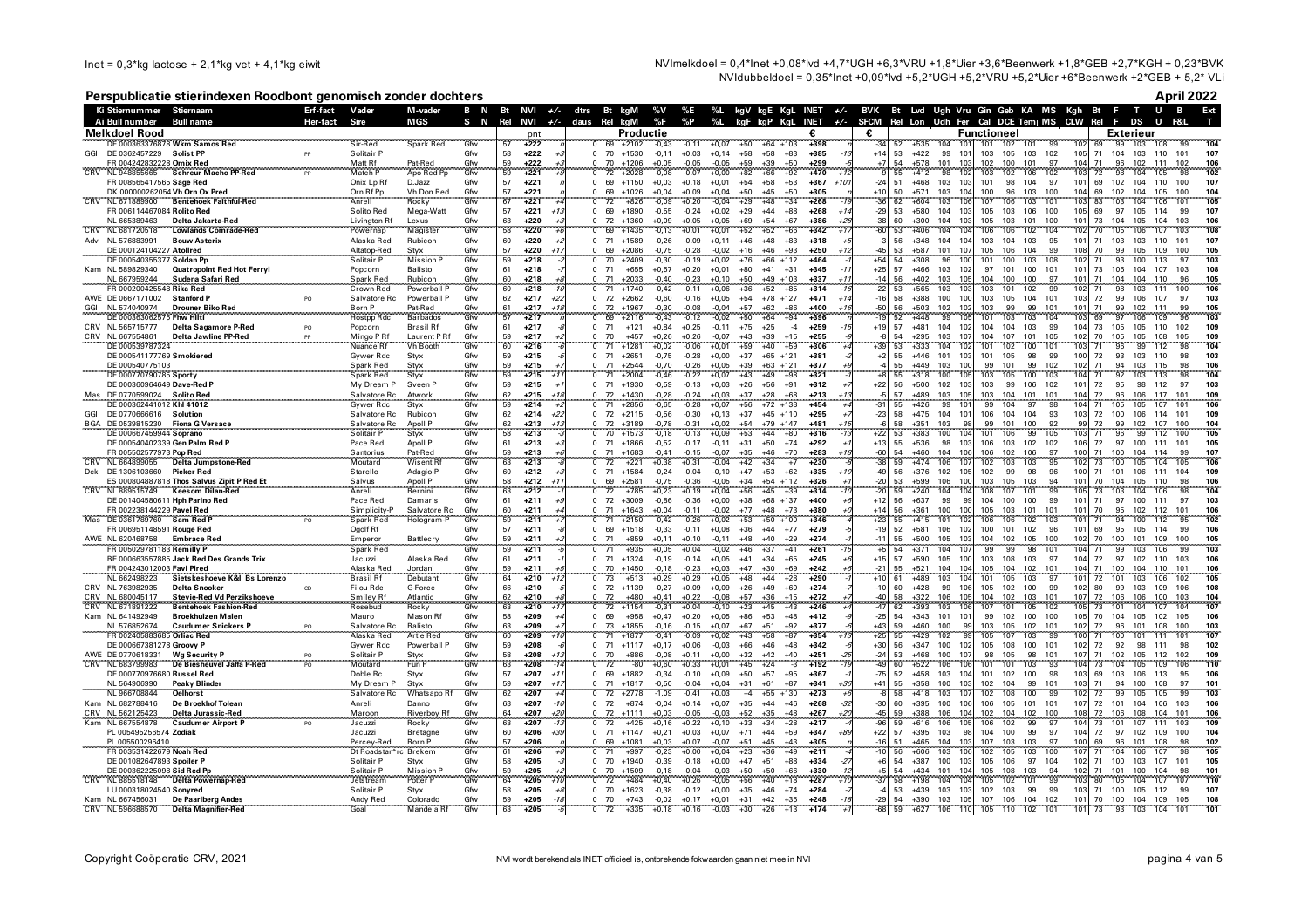Inet = 0,3*kg lactose + 2,1*kg vet + 4,1*kg eiwit

NVImelkdoel = 0,4*Inet +0,08*lvd +4,7*UGH +6,3*VRU +1,8*Uier +3,6*Beenwerk +1,8*GEB +2,7*KGH + 0,23*BVK
NVIdubbeldoel = 0,35*Inet +0,09*lvd +5,2*UGH +5,2*VRU +5,2*Uier +6*Beenwerk +2*GEB + 5,2* VLi

## Perspublicatie stierindexen Roodbont genomisch zonder dochters

April 2022

| Ki | Stiernummer | Stiernaam | Erf-fact | Vader | M-vader | B N | Bt | NVI | +/- | dtrs | Bt | kgM | %V | %E | %L | kgV | kgE | KgL | INET | +/- | BVK | Bt | Lvd | Ugh | Vru | Gin | Geb | KA | MS | Kgh | Bt | F | T | U | B | Ext |
|---|---|---|---|---|---|---|---|---|---|---|---|---|---|---|---|---|---|---|---|---|---|---|---|---|---|---|---|---|---|---|---|---|---|---|---|---|
| Ai | Bull number | Bull name | Her-fact | Sire | MGS | S N | Rel | NVI | +/- | daus | Rel | kgM | %F | %P | %L | kgF | kgP | KgL | INET | +/- | SFCM | Rel | Lon | Udh | Fer | Cal | DCE | Temp | MS | CLW | Rel | F | DS | U | F&L | T |
| **Melkdoel Rood** | | | | | | | | pnt | | **Productie** | | | | | | | | | € | | € | | **Functioneel** | | | | | | | | **Exterieur** | | | | | |
| | DE 000363376878 | Wkm Samos Red | | Sir-Red | Spark Red | Gfw | 57 | +222 | | 0 | 69 | +2102 | -0,43 | -0,11 | +0,07 | +50 | +64 | +103 | +398 | | -34 | 52 | +535 | 104 | 101 | 101 | 102 | 101 | 99 | 102 | 69 | 99 | 103 | 108 | 99 | 104 |
| GGI | DE 0362457229 | Solist PP | PP | Solitair P | | Gfw | 58 | +222 | +3 | 0 | 70 | +1530 | -0,11 | +0,03 | +0,14 | +58 | +58 | +83 | +385 | -13 | +14 | 53 | +422 | 99 | 101 | 103 | 105 | 103 | 102 | 105 | 71 | 104 | 103 | 110 | 101 | 107 |
| | FR 004242832228 | Omix Red | | Matt Rf | Pat-Red | Gfw | 59 | +222 | +3 | 0 | 70 | +1206 | +0,05 | -0,05 | -0,05 | +59 | +39 | +50 | +299 | -5 | +7 | 54 | +578 | 101 | 103 | 102 | 100 | 101 | 97 | 104 | 71 | 96 | 102 | 111 | 102 | 106 |
| CRV | NL 948855665 | Schreur Macho PP-Red | PP | Match P | Apo Red Pp | Gfw | 59 | +221 | +9 | 0 | 72 | +2028 | -0,08 | -0,07 | +0,00 | +82 | +66 | +92 | +470 | +12 | -9 | 55 | +412 | 98 | 102 | 103 | 102 | 106 | 102 | 103 | 72 | 98 | 104 | 105 | 98 | 102 |
| | FR 008565417565 | Sage Red | | Onix Lp Rf | D.Jazz | Gfw | 57 | +221 | +9 | 0 | 69 | +1150 | +0,03 | +0,18 | +0,01 | +54 | +58 | +53 | +367 | +101 | -24 | 51 | +468 | 103 | 103 | 101 | 98 | 104 | 97 | 101 | 69 | 102 | 104 | 110 | 100 | 107 |
| | DK 000000262054 | Vh Orn Ox Pred | | Orn Rf Pp | Vh Don Red | Gfw | 57 | +221 | n | 0 | 69 | +1026 | +0,04 | +0,09 | +0,04 | +50 | +45 | +50 | +305 | n | +10 | 50 | +571 | 103 | 104 | 100 | 96 | 103 | 100 | 104 | 69 | 102 | 104 | 105 | 103 | 104 |
| CRV | NL 671889900 | Bentehoek Faithful-Red | | Anreli | Rocky | Gfw | 67 | +221 | +4 | 0 | 72 | +826 | -0,09 | +0,20 | -0,04 | +29 | +48 | +34 | +268 | -19 | -36 | 62 | +604 | 103 | 106 | 107 | 106 | 103 | 101 | 103 | 83 | 103 | 104 | 106 | 101 | 105 |
| | FR 006114467084 | Rolito Red | | Solito Red | Mega-Watt | Gfw | 57 | +221 | +13 | 0 | 69 | +1890 | -0,55 | -0,24 | +0,02 | +29 | +44 | +88 | +268 | +14 | -29 | 53 | +580 | 104 | 103 | 105 | 103 | 106 | 100 | 105 | 69 | 97 | 105 | 114 | 99 | 107 |
| | NL 665389463 | Delta Jakarta-Red | | Livington Rf | Lexus | Gfw | 63 | +220 | +3 | 0 | 72 | +1360 | +0,09 | +0,05 | +0,05 | +69 | +54 | +67 | +386 | +28 | -38 | 60 | +300 | 104 | 103 | 105 | 103 | 101 | 100 | 101 | 73 | 104 | 105 | 104 | 103 | 106 |
| CRV | NL 681720518 | Lowlands Comrade-Red | | Powernap | Magister | Gfw | 58 | +220 | +6 | 0 | 69 | +1435 | -0,13 | +0,01 | +0,01 | +52 | +52 | +66 | +342 | +17 | -60 | 53 | +406 | 104 | 104 | 106 | 106 | 102 | 104 | 102 | 70 | 105 | 106 | 107 | 103 | 108 |
| Adv | NL 576883991 | Bouw Asterix | | Alaska Red | Rubicon | Gfw | 60 | +220 | +2 | 0 | 71 | +1589 | -0,26 | -0,09 | +0,11 | +46 | +48 | +83 | +318 | +5 | -3 | 56 | +348 | 104 | 104 | 103 | 104 | 103 | 95 | 101 | 71 | 103 | 103 | 110 | 101 | 107 |
| | DE 000124104227 | Atollred | | Altatop-Red | Styx | Gfw | 57 | +220 | +17 | 0 | 69 | +2086 | -0,75 | -0,28 | -0,02 | +16 | +46 | +93 | +250 | +12 | -45 | 53 | +587 | 101 | 107 | 105 | 106 | 104 | 99 | 108 | 70 | 99 | 105 | 109 | 100 | 105 |
| | DE 000540355377 | Soldan Pp | | Solitair P | Mission P | Gfw | 59 | +218 | -2 | 0 | 70 | +2409 | -0,30 | -0,19 | +0,02 | +76 | +66 | +112 | +464 | -1 | +54 | 54 | +308 | 96 | 100 | 101 | 100 | 103 | 108 | 102 | 71 | 93 | 100 | 113 | 97 | 103 |
| Kam | NL 589829340 | Quatropoint Red Hot Ferryl | | Popcorn | Balisto | Gfw | 61 | +218 | -7 | 0 | 71 | +655 | +0,57 | +0,20 | +0,01 | +80 | +41 | +31 | +345 | -11 | +25 | 57 | +466 | 103 | 102 | 97 | 101 | 100 | 101 | 101 | 73 | 106 | 104 | 107 | 103 | 108 |
| | NL 667959244 | Sudena Safari Red | | Spark Red | Rubicon | Gfw | 60 | +218 | +8 | 0 | 71 | +2033 | -0,40 | -0,23 | +0,10 | +50 | +49 | +103 | +337 | +11 | -14 | 56 | +402 | 103 | 105 | 104 | 100 | 100 | 97 | 101 | 71 | 104 | 104 | 110 | 96 | 105 |
| | FR 000200425548 | Rika Red | | Crown-Red | Powerball P | Gfw | 60 | +218 | -10 | 0 | 71 | +1740 | -0,42 | -0,11 | +0,06 | +36 | +52 | +85 | +314 | -16 | -22 | 53 | +565 | 103 | 103 | 103 | 101 | 102 | 99 | 102 | 71 | 98 | 103 | 111 | 100 | 106 |
| AWE | DE 0667171002 | Stanford P | PO | Salvatore Rc | Powerball P | Gfw | 62 | +217 | +22 | 0 | 72 | +2662 | -0,60 | -0,16 | +0,05 | +54 | +78 | +127 | +471 | +14 | -16 | 58 | +388 | 100 | 100 | 103 | 105 | 104 | 101 | 103 | 72 | 99 | 106 | 107 | 97 | 103 |
| GGI | NL 574040974 | Drouner Biko Red | | Born P | Pat-Red | Gfw | 61 | +217 | +18 | 0 | 72 | +1967 | -0,30 | -0,08 | -0,04 | +57 | +62 | +86 | +400 | +16 | -50 | 56 | +503 | 102 | 102 | 103 | 99 | 99 | 101 | 101 | 71 | 99 | 102 | 111 | 99 | 105 |
| | DE 000363082575 | Fhw Hilti | | Hostpp Rdc | Barbados | Gfw | 57 | +217 | n | 0 | 69 | +2116 | -0,43 | -0,12 | -0,02 | +50 | +64 | +94 | +396 | n | -19 | 52 | +448 | 99 | 105 | 101 | 103 | 103 | 104 | 103 | 69 | 97 | 106 | 109 | 96 | 103 |
| CRV | NL 565715777 | Delta Sagamore P-Red | PO | Popcorn | Brasil Rf | Gfw | 61 | +217 | -8 | 0 | 71 | +121 | +0,84 | +0,25 | -0,11 | +75 | +25 | -4 | +259 | -15 | +19 | 57 | +481 | 104 | 102 | 104 | 104 | 103 | 99 | 104 | 73 | 105 | 105 | 110 | 102 | 109 |
| CRV | NL 667554861 | Delta Jawline PP-Red | PP | Mingo P Rf | Laurent P Rf | Gfw | 59 | +217 | +2 | 0 | 70 | +457 | +0,26 | +0,26 | -0,07 | +43 | +39 | +15 | +255 | -6 | -8 | 54 | +295 | 103 | 107 | 104 | 107 | 101 | 105 | 102 | 70 | 105 | 105 | 108 | 105 | 109 |
| | DE 000539787324 | | | Nuance Rf | Vh Booth | Gfw | 60 | +216 | -6 | 0 | 71 | +1281 | +0,02 | -0,06 | +0,01 | +59 | +40 | +59 | +306 | +4 | +39 | 53 | +333 | 104 | 102 | 101 | 102 | 100 | 101 | 103 | 71 | 96 | 99 | 112 | 98 | 104 |
| | DE 000541177769 | Smokiered | | Gywer Rdc | Styx | Gfw | 59 | +215 | -5 | 0 | 71 | +2651 | -0,75 | -0,28 | +0,00 | +37 | +65 | +121 | +381 | -2 | +2 | 55 | +446 | 101 | 103 | 101 | 105 | 98 | 99 | 100 | 72 | 93 | 103 | 110 | 98 | 103 |
| | DE 000540775103 | | | Spark Red | Styx | Gfw | 59 | +215 | +7 | 0 | 71 | +2544 | -0,70 | -0,26 | +0,05 | +39 | +63 | +121 | +377 | +9 | -4 | 55 | +449 | 103 | 100 | 99 | 101 | 99 | 102 | 102 | 71 | 94 | 103 | 115 | 98 | 106 |
| | DE 000770790785 | Sporty | | Spark Red | Styx | Gfw | 59 | +215 | +11 | 0 | 71 | +2004 | -0,46 | -0,22 | +0,07 | +43 | +49 | +98 | +321 | -1 | +8 | 55 | +318 | 100 | 105 | 103 | 105 | 100 | 103 | 104 | 71 | 92 | 103 | 113 | 98 | 104 |
| | DE 000360964649 | Dave-Red P | | My Dream P | Sveen P | Gfw | 59 | +215 | +1 | 0 | 71 | +1930 | -0,59 | -0,13 | +0,03 | +26 | +56 | +91 | +312 | +7 | +22 | 56 | +500 | 102 | 103 | 103 | 99 | 106 | 102 | 101 | 72 | 95 | 98 | 112 | 97 | 103 |
| Mas | DE 0770599024 | Solito Red | | Salvatore Rc | Atwork | Gfw | 62 | +215 | +18 | 0 | 72 | +1430 | -0,28 | -0,24 | +0,03 | +37 | +28 | +68 | +213 | +13 | -5 | 57 | +489 | 103 | 105 | 103 | 104 | 101 | 101 | 104 | 72 | 96 | 106 | 117 | 101 | 109 |
| | DE 000362441012 | Khi 41012 | | Gywer Rdc | Styx | Gfw | 59 | +214 | +2 | 0 | 71 | +2856 | -0,65 | -0,28 | +0,07 | +56 | +72 | +138 | +454 | +4 | -31 | 55 | +426 | 99 | 101 | 99 | 104 | 97 | 98 | 104 | 71 | 105 | 105 | 107 | 101 | 106 |
| GGI | DE 0770666616 | Solution | | Salvatore Rc | Rubicon | Gfw | 62 | +214 | +2 | 0 | 72 | +2115 | -0,56 | -0,30 | +0,13 | +37 | +45 | +110 | +295 | +7 | -23 | 58 | +475 | 104 | 101 | 106 | 104 | 104 | 93 | 103 | 72 | 100 | 106 | 114 | 101 | 109 |
| BGA | DE 0539815230 | Fiona G Versace | | Salvatore Rc | Apoll P | Gfw | 62 | +213 | +13 | 0 | 72 | +3189 | -0,78 | -0,31 | +0,02 | +54 | +79 | +147 | +481 | +15 | -6 | 58 | +351 | 103 | 98 | 99 | 101 | 100 | 92 | 99 | 72 | 99 | 102 | 107 | 100 | 104 |
| | DE 000667459944 | Soprano | | Solitair P | Styx | Gfw | 58 | +213 | -3 | 0 | 70 | +1573 | -0,18 | -0,13 | +0,09 | +53 | +44 | +80 | +316 | -13 | +22 | 53 | +383 | 100 | 104 | 101 | 106 | 99 | 105 | 103 | 71 | 96 | 99 | 112 | 100 | 105 |
| | DE 000540402339 | Gen Palm Red P | | Pace Red | Apoll P | Gfw | 61 | +213 | +3 | 0 | 71 | +1866 | -0,52 | -0,17 | -0,11 | +31 | +50 | +74 | +292 | +1 | +13 | 55 | +536 | 98 | 103 | 106 | 103 | 102 | 102 | 106 | 72 | 97 | 100 | 111 | 101 | 105 |
| | FR 005502577973 | Pop Red | | Santorius | Pat-Red | Gfw | 59 | +213 | +6 | 0 | 71 | +1683 | -0,41 | -0,15 | -0,07 | +35 | +46 | +70 | +283 | +18 | -60 | 54 | +460 | 104 | 106 | 106 | 102 | 106 | 97 | 100 | 71 | 100 | 104 | 114 | 99 | 107 |
| CRV | NL 664899055 | Delta Jumpstone-Red | | Moutard | Wisent Rf | Gfw | 63 | +213 | +4 | 0 | 72 | +221 | +0,38 | +0,31 | -0,03 | +42 | +34 | +7 | +230 | -9 | -38 | 59 | +474 | 105 | 107 | 102 | 103 | 105 | 99 | 102 | 73 | 100 | 105 | 104 | 105 | 106 |
| Dek | DE 1306103660 | Picker Red | | Starello | Adagio-P | Gfw | 60 | +212 | +3 | 0 | 71 | +1584 | -0,24 | -0,04 | -0,10 | +47 | +53 | +62 | +335 | +10 | -49 | 56 | +376 | 102 | 105 | 102 | 99 | 98 | 96 | 100 | 71 | 101 | 106 | 111 | 104 | 109 |
| | ES 000804887818 | Thos Salvus Zipit P Red Et | | Salvus | Apoll P | Gfw | 58 | +212 | +11 | 0 | 69 | +2581 | -0,75 | -0,36 | -0,05 | +34 | +54 | +112 | +326 | +1 | -20 | 53 | +599 | 106 | 100 | 103 | 105 | 103 | 94 | 101 | 70 | 104 | 105 | 110 | 98 | 106 |
| CRV | NL 889515749 | Keesom Dilan-Red | | Anreli | Bernini | Gfw | 60 | +212 | -5 | 0 | 72 | +785 | +0,23 | +0,19 | +0,04 | +56 | +45 | +39 | +314 | -10 | -20 | 59 | +240 | 104 | 104 | 108 | 107 | 101 | 99 | 105 | 73 | 103 | 104 | 106 | 98 | 104 |
| | DE 001404580611 | Hph Parino Red | | Pace Red | Damaris | Gfw | 61 | +211 | +9 | 0 | 72 | +3009 | -0,86 | -0,36 | +0,00 | +38 | +68 | +137 | +400 | +6 | +12 | 56 | +637 | 99 | 99 | 104 | 100 | 100 | 99 | 101 | 71 | 97 | 100 | 111 | 97 | 103 |
| | FR 002238144229 | Pavel Red | | Simplicity-P | Salvatore Rc | Gfw | 60 | +211 | +4 | 0 | 71 | +1643 | +0,04 | -0,11 | -0,02 | +77 | +48 | +73 | +380 | +0 | +14 | 56 | +361 | 100 | 100 | 105 | 103 | 101 | 101 | 101 | 70 | 95 | 102 | 112 | 101 | 106 |
| Mas | DE 0361789760 | Sam Red P | PO | Spark Red | Hologram-P | Gfw | 59 | +211 | +7 | 0 | 71 | +2150 | -0,42 | -0,26 | +0,02 | +53 | +50 | +100 | +346 | +4 | +23 | 55 | +415 | 101 | 102 | 106 | 106 | 102 | 103 | 101 | 71 | 94 | 100 | 112 | 95 | 102 |
| | FR 006951148591 | Rouge Red | | Ogolf Rf | | Gfw | 57 | +211 | -8 | 0 | 69 | +1518 | -0,33 | -0,11 | +0,08 | +36 | +44 | +77 | +279 | -5 | -19 | 52 | +581 | 106 | 102 | 100 | 101 | 102 | 96 | 101 | 69 | 95 | 105 | 114 | 99 | 106 |
| AWE | NL 620468758 | Embrace Red | | Emperor | Battlecry | Gfw | 59 | +211 | +4 | 0 | 71 | +859 | +0,11 | +0,10 | -0,11 | +48 | +40 | +29 | +274 | -1 | -11 | 55 | +500 | 105 | 103 | 104 | 102 | 105 | 100 | 102 | 70 | 100 | 101 | 109 | 100 | 105 |
| | FR 005029781183 | Remilly P | | Spark Red | | Gfw | 59 | +211 | -5 | 0 | 71 | +935 | +0,05 | +0,04 | -0,02 | +46 | +37 | +41 | +261 | -15 | -45 | 54 | +371 | 104 | 107 | 99 | 99 | 98 | 101 | 104 | 71 | 99 | 103 | 106 | 99 | 103 |
| | BE 000663557885 | Jack Red Des Grands Trix | | Jacuzzi | Alaska Red | Gfw | 61 | +211 | -1 | 0 | 71 | +1324 | -0,19 | -0,14 | +0,05 | +41 | +34 | +65 | +245 | +6 | +15 | 57 | +590 | 105 | 100 | 103 | 108 | 103 | 97 | 104 | 72 | 97 | 102 | 110 | 103 | 106 |
| | FR 004243012003 | Favi Pired | | Alaska Red | Jordani | Gfw | 59 | +211 | +5 | 0 | 70 | +1450 | -0,18 | -0,23 | +0,03 | +47 | +30 | +69 | +242 | +6 | -21 | 55 | +521 | 104 | 104 | 105 | 104 | 102 | 101 | 104 | 71 | 100 | 104 | 110 | 101 | 106 |
| | NL 662498223 | Sietskeshoeve K&I Bs Lorenzo | | Brasil Rf | Debutant | Gfw | 64 | +210 | +12 | 0 | 73 | +513 | +0,29 | +0,29 | +0,05 | +48 | +44 | +28 | +290 | -1 | +10 | 61 | +489 | 103 | 104 | 101 | 105 | 103 | 96 | 101 | 72 | 101 | 103 | 106 | 102 | 105 |
| CRV | NL 763982935 | Delta Snooker | CD | Filou Rdc | G-Force | Gfw | 66 | +210 | -5 | 0 | 72 | +1139 | -0,27 | +0,09 | +0,09 | +26 | +49 | +60 | +274 | -5 | -10 | 60 | +428 | 99 | 106 | 105 | 102 | 100 | 99 | 102 | 80 | 99 | 103 | 109 | 106 | 108 |
| CRV | NL 680045117 | Stevie-Red Vd Perzikshoeve | | Smiley Rf | Atlantic | Gfw | 62 | +210 | +8 | 0 | 72 | +480 | +0,41 | +0,22 | -0,08 | +57 | +36 | +15 | +272 | +7 | -40 | 58 | +322 | 106 | 105 | 104 | 102 | 103 | 104 | 107 | 72 | 106 | 106 | 100 | 103 | 104 |
| CRV | NL 671891222 | Bentehoek Fashion-Red | | Rosebud | Rocky | Gfw | 63 | +210 | +7 | 0 | 72 | +1154 | -0,31 | +0,04 | -0,10 | +23 | +45 | +43 | +246 | +4 | -47 | 62 | +393 | 103 | 106 | 107 | 101 | 105 | 102 | 105 | 73 | 101 | 104 | 107 | 104 | 107 |
| Kam | NL 641492949 | Broekhuizen Malen | | Mauro | Mason Rf | Gfw | 58 | +209 | +4 | 0 | 69 | +958 | +0,47 | +0,20 | +0,05 | +86 | +53 | +48 | +412 | -9 | -25 | 54 | +343 | 101 | 101 | 99 | 102 | 100 | 105 | 105 | 70 | 104 | 105 | 102 | 105 | 106 |
| | NL 576852674 | Caudumer Snickers P | PO | Salvatore Rc | Balisto | Gfw | 63 | +209 | +7 | 0 | 73 | +1855 | -0,16 | -0,15 | +0,07 | +67 | +51 | +92 | +377 | +6 | +43 | 59 | +460 | 100 | 99 | 103 | 105 | 102 | 101 | 102 | 72 | 96 | 101 | 108 | 100 | 103 |
| | FR 002405883685 | Orliac Red | | Alaska Red | Artie Red | Gfw | 60 | +209 | +10 | 0 | 71 | +1877 | -0,41 | -0,09 | +0,02 | +43 | +58 | +87 | +354 | +13 | +25 | 55 | +429 | 102 | 99 | 105 | 107 | 103 | 99 | 100 | 71 | 100 | 101 | 111 | 101 | 107 |
| | DE 000667381278 | Groovy P | | Gywer Rdc | Powerball P | Gfw | 59 | +208 | +4 | 0 | 71 | +1117 | +0,17 | +0,06 | -0,03 | +66 | +46 | +48 | +342 | +6 | +30 | 56 | +347 | 100 | 102 | 105 | 108 | 100 | 101 | 102 | 72 | 92 | 98 | 111 | 98 | 102 |
| AWE | DE 0770618331 | Wg Security P | PO | Solitair P | Styx | Gfw | 58 | +208 | +13 | 0 | 70 | +886 | -0,08 | +0,11 | +0,00 | +32 | +42 | +40 | +251 | -25 | -24 | 53 | +468 | 100 | 107 | 98 | 105 | 98 | 101 | 107 | 71 | 102 | 105 | 112 | 102 | 109 |
| CRV | NL 683799983 | De Biesheuvel Jaffa P-Red | PO | Moutard | Fun P | Gfw | 63 | +208 | -14 | 0 | 72 | -80 | +0,60 | +0,33 | +0,01 | +45 | +24 | -3 | +192 | -19 | -49 | 60 | +522 | 106 | 106 | 101 | 101 | 103 | 93 | 104 | 73 | 104 | 105 | 109 | 106 | 110 |
| | DE 000770976680 | Russel Red | | Doble Rc | Styx | Gfw | 57 | +207 | +11 | 0 | 69 | +1882 | -0,34 | -0,10 | +0,09 | +50 | +57 | +95 | +367 | -1 | -75 | 52 | +458 | 103 | 104 | 101 | 102 | 100 | 98 | 103 | 69 | 103 | 106 | 113 | 95 | 106 |
| | NL 564906990 | Peaky Blinder | | My Dream P | Styx | Gfw | 59 | +207 | +17 | 0 | 71 | +1817 | -0,50 | -0,04 | +0,04 | +31 | +61 | +87 | +341 | +36 | +41 | 55 | +358 | 100 | 103 | 102 | 104 | 99 | 101 | 103 | 71 | 94 | 100 | 108 | 97 | 101 |
| | NL 566708844 | Delhorst | | Salvatore Rc | Whatsapp Rf | Gfw | 62 | +207 | +8 | 0 | 72 | +2778 | -1,09 | -0,41 | +0,03 | +4 | +55 | +130 | +273 | +8 | -8 | 58 | +418 | 103 | 107 | 102 | 107 | 103 | 99 | 102 | 72 | 99 | 105 | 105 | 99 | 103 |
| Kam | NL 682788416 | De Broekhof Tolean | | Anreli | Danno | Gfw | 63 | +207 | -10 | 0 | 72 | +874 | -0,04 | +0,14 | +0,07 | +35 | +44 | +46 | +268 | -32 | -30 | 60 | +395 | 100 | 106 | 106 | 105 | 101 | 101 | 107 | 72 | 101 | 104 | 106 | 103 | 106 |
| CRV | NL 562125423 | Delta Jurassic-Red | | Maroon | Riverboy Rf | Gfw | 64 | +207 | +20 | 0 | 72 | +1111 | +0,03 | -0,05 | -0,03 | +52 | +35 | +48 | +267 | +20 | -45 | 59 | +388 | 106 | 104 | 102 | 104 | 102 | 100 | 108 | 72 | 106 | 108 | 104 | 101 | 106 |
| Kam | NL 667554878 | Caudumer Airport P | PO | Jacuzzi | Rocky | Gfw | 63 | +207 | -13 | 0 | 72 | +425 | +0,16 | +0,22 | +0,10 | +33 | +34 | +28 | +217 | -4 | -96 | 59 | +616 | 106 | 105 | 106 | 102 | 99 | 97 | 104 | 73 | 101 | 107 | 111 | 103 | 109 |
| | PL 005495256574 | Zodiak | | Jacuzzi | Bretagne | Gfw | 60 | +206 | +39 | 0 | 71 | +1147 | +0,21 | +0,03 | +0,07 | +71 | +44 | +59 | +347 | +89 | +22 | 57 | +395 | 103 | 98 | 104 | 100 | 99 | 97 | 104 | 72 | 97 | 102 | 109 | 100 | 104 |
| | PL 005500296410 | | | Percey-Red | Born P | Gfw | 57 | +206 | n | 0 | 69 | +1081 | +0,03 | +0,07 | -0,07 | +51 | +45 | +43 | +305 | n | -16 | 51 | +465 | 104 | 103 | 107 | 103 | 103 | 97 | 100 | 69 | 96 | 101 | 108 | 98 | 102 |
| | FR 003531422679 | Noah Red | | Dt Roadstar*rc | Brekem | Gfw | 61 | +206 | +0 | 0 | 71 | +997 | -0,23 | +0,00 | +0,04 | +23 | +36 | +49 | +211 | -4 | -10 | 56 | +606 | 103 | 106 | 102 | 105 | 103 | 100 | 107 | 71 | 104 | 106 | 107 | 98 | 105 |
| | DE 001082647893 | Spoiler P | | Solitair P | Styx | Gfw | 58 | +205 | -3 | 0 | 70 | +1940 | -0,39 | -0,18 | +0,00 | +47 | +51 | +88 | +330 | -27 | +6 | 54 | +387 | 100 | 105 | 106 | 97 | 104 | 104 | 102 | 71 | 100 | 103 | 107 | 96 | 103 |
| | DE 000362225098 | Sid Red Pp | | Solitair P | Mission P | Gfw | 59 | +205 | +2 | 0 | 70 | +1509 | -0,18 | -0,04 | -0,03 | +50 | +50 | +66 | +330 | -12 | +5 | 54 | +434 | 101 | 104 | 103 | 103 | 103 | 94 | 102 | 71 | 101 | 100 | 104 | 98 | 101 |
| CRV | NL 885518146 | Delta Powernap-Red | | Jetstream | Potter P | Gfw | 64 | +205 | +16 | 0 | 72 | +884 | +0,40 | +0,26 | -0,05 | +56 | +46 | +38 | +287 | -9 | -37 | 58 | +198 | 104 | 104 | 105 | 103 | 101 | 99 | 103 | 80 | 105 | 104 | 107 | 107 | 110 |
| | LU 000318024540 | Sonyred | | Solitair P | Styx | Gfw | 58 | +205 | -11 | 0 | 70 | +1623 | -0,38 | -0,12 | +0,00 | +35 | +46 | +74 | +284 | -1 | +3 | 53 | +439 | 103 | 103 | 102 | 103 | 99 | 99 | 103 | 71 | 105 | 105 | 112 | 99 | 107 |
| Kam | NL 667456031 | De Paarlberg Andes | | Andy Red | Colorado | Gfw | 59 | +205 | -18 | 0 | 70 | +743 | -0,02 | +0,17 | +0,01 | +31 | +42 | +35 | +248 | -18 | -29 | 54 | +390 | 103 | 105 | 107 | 106 | 104 | 102 | 101 | 70 | 100 | 104 | 109 | 105 | 108 |
| CRV | NL 596688570 | Delta Magnifier-Red | | Goal | Mandela Rf | Gfw | 63 | +205 | -5 | 0 | 72 | +335 | +0,18 | +0,16 | -0,03 | +30 | +26 | +13 | +174 | +1 | -68 | 59 | +627 | 106 | 110 | 105 | 110 | 102 | 101 | 101 | 73 | 93 | 103 | 104 | 101 | 101 |

Copyright Coöperatie CRV, 2021

NVI wordt berekend als INET officieel is, ontbrekende fokwaarden gaan niet mee in NVI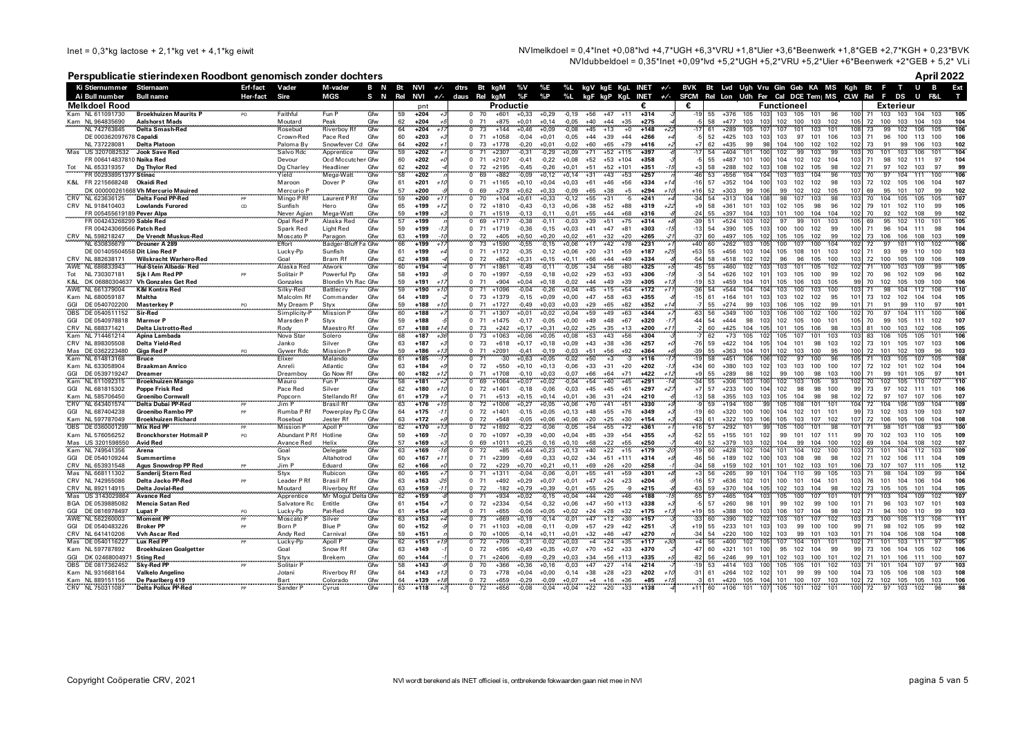Inet = 0,3*kg lactose + 2,1*kg vet + 4,1*kg eiwit

NVImelkdoel = 0,4*Inet +0,08*lvd +4,7*UGH +6,3*VRU +1,8*Uier +3,6*Beenwerk +1,8*GEB +2,7*KGH + 0,23*BVK
NVIdubbeldoel = 0,35*Inet +0,09*lvd +5,2*UGH +5,2*VRU +5,2*Uier +6*Beenwerk +2*GEB + 5,2* VLi

## Perspublicatie stierindexen Roodbont genomisch zonder dochters

April 2022

| Ki | Stiernummer | Stiernaam | Erf-fact | Vader | M-vader | B N | Bt | NVI | +/- | dtrs | Bt | kgM | %V | %E | %L | kgV | kgE | KgL | INET | +/- | BVK | Bt | Lvd | Ugh | Vru | Gin | Geb | KA | MS | Kgh | Bt | F | T | U | B | Ext |
|---|---|---|---|---|---|---|---|---|---|---|---|---|---|---|---|---|---|---|---|---|---|---|---|---|---|---|---|---|---|---|---|---|---|---|---|---|
| Ai | Bull number | Bull name | Her-fact | Sire | MGS | S N | Rel | NVI | +/- | daus | Rel | kgM | %F | %P | %L | kgF | kgP | KgL | INET | +/- | SFCM | Rel | Lon | Udh | Fer | Cal | DCE | Tem | MS | CLW | Rel | F | DS | U | F&L | T |
| **Melkdoel Rood** | | | | | | | | pnt | | Productie | | | | | | | | | € | | € | Functioneel | | | | | | | | | Exterieur | | | | | |
| Kam | NL 611091730 | Broekhuizen Maurits P | PO | Faithful | Fun P | Gfw | 59 | +204 | +3 | 0 | 70 | +601 | +0,33 | +0,29 | -0,19 | +56 | +47 | +11 | +314 | | -19 | 55 | +376 | 105 | 103 | 103 | 105 | 101 | 96 | 100 | 71 | 103 | 103 | 104 | 103 | 105 |
| Kam | NL 964835690 | Aalshorst Mads | | Moutard | Peak | Gfw | 62 | +204 | +5 | 0 | 71 | +875 | +0,01 | +0,14 | -0,05 | +40 | +44 | +35 | +275 | | -5 | 58 | +477 | 103 | 103 | 102 | 100 | 103 | 102 | 105 | 72 | 100 | 103 | 104 | 103 | 104 |
| | NL 742763845 | Delta Smash-Red | | Rosebud | Riverboy Rf | Gfw | 64 | +204 | +17 | 0 | 73 | +144 | +0,46 | +0,09 | -0,08 | +45 | +13 | +0 | +148 | +22 | -17 | 61 | +289 | 105 | 107 | 107 | 101 | 103 | 101 | 108 | 73 | 99 | 102 | 106 | 105 | 106 |
| | DE 000362097678 | Capaldi | | Crown-Red | Pace Red | Gfw | 60 | +203 | +3 | 0 | 71 | +1058 | -0,04 | +0,01 | -0,05 | +44 | +39 | +44 | +266 | | -5 | 52 | +425 | 103 | 103 | 103 | 97 | 101 | 106 | 103 | 71 | 96 | 100 | 113 | 100 | 106 |
| | NL 737228081 | Delta Platoon | | Paloma By | Snowfever Cd | Gfw | 64 | +202 | +4 | 0 | 73 | +1778 | -0,20 | +0,01 | -0,02 | +60 | +65 | +79 | +416 | +2 | +7 | 62 | +435 | 99 | 98 | 104 | 100 | 102 | 102 | 102 | 73 | 91 | 99 | 106 | 103 | 102 |
| Mas | US 3207082532 | Jook Save Red | | Salvo Rdc | Apprentice | Gfw | 59 | +202 | +1 | 0 | 71 | +2307 | -0,31 | -0,29 | +0,09 | +71 | +52 | +115 | +397 | | -17 | 54 | +404 | 101 | 100 | 102 | 99 | 103 | 99 | 103 | 70 | 101 | 103 | 106 | 101 | 104 |
| | FR 006414837810 | Naika Red | | Devour | Ocd Mccutchen | Gfw | 60 | +202 | +0 | 0 | 71 | +2107 | -0,41 | -0,22 | +0,08 | +52 | +53 | +104 | +358 | | -5 | 55 | +487 | 101 | 100 | 104 | 102 | 102 | 104 | 103 | 71 | 98 | 102 | 111 | 97 | 104 |
| Tot | NL 653319357 | Dg Thylor Red | | Dg Charley | Headliner | Gfw | 62 | +202 | -4 | 0 | 72 | +2195 | -0,45 | -0,26 | +0,01 | +51 | +52 | +101 | +351 | -15 | +3 | 58 | +288 | 102 | 103 | 108 | 102 | 105 | 98 | 102 | 71 | 97 | 102 | 103 | 97 | 99 |
| | FR 002938951377 | Stinac | | Yield | Mega-Watt | Gfw | 58 | +202 | | 0 | 69 | +882 | -0,09 | +0,12 | +0,14 | +31 | +43 | +53 | +257 | | -46 | 53 | +556 | 104 | 104 | 103 | 103 | 104 | 96 | 103 | 70 | 97 | 104 | 111 | 100 | 106 |
| K&L | FR 2215668248 | Okaidi Red | | Maroon | Dover P | Gfw | 61 | +201 | +10 | 0 | 71 | +1165 | +0,10 | +0,04 | +0,03 | +61 | +46 | +56 | +334 | +14 | -16 | 57 | +352 | 104 | 100 | 103 | 102 | 102 | 98 | 103 | 72 | 102 | 105 | 106 | 104 | 107 |
| | DK 000000261668 | Vh Mercurio Mauired | | Mercurio P | | Gfw | 57 | +200 | -9 | 0 | 69 | +278 | +0,62 | +0,33 | -0,09 | +65 | +38 | +5 | +294 | +10 | +16 | 52 | +303 | 99 | 106 | 99 | 102 | 102 | 105 | 107 | 69 | 95 | 101 | 107 | 99 | 102 |
| CRV | NL 623636125 | Delta Fond PP-Red | PP | Mingo P Rf | Laurent P Rf | Gfw | 59 | +200 | +11 | 0 | 70 | +104 | +0,61 | +0,33 | -0,12 | +55 | +31 | -5 | +241 | +4 | -34 | 54 | +313 | 104 | 108 | 98 | 107 | 103 | 98 | 103 | 70 | 104 | 105 | 105 | 105 | 107 |
| CRV | NL 918410403 | Lowlands Furored | CD | Sunfish | Hero | Gfw | 65 | +199 | +12 | 0 | 72 | +1810 | -0,43 | -0,13 | +0,06 | +38 | +52 | +88 | +319 | +22 | +9 | 58 | +361 | 101 | 103 | 102 | 105 | 98 | 96 | 102 | 79 | 101 | 102 | 110 | 99 | 105 |
| | FR 005455619189 | Pever Alpa | | Never Again | Mega-Watt | Gfw | 59 | +199 | +3 | 0 | 71 | +1519 | -0,13 | -0,11 | -0,01 | +55 | +44 | +68 | +316 | -8 | -24 | 55 | +397 | 104 | 103 | 101 | 100 | 104 | 104 | 102 | 70 | 92 | 102 | 108 | 99 | 102 |
| | FR 004243268299 | Sable Red | | Opal Red P | Alaska Red | Gfw | 57 | +199 | | 0 | 69 | +1717 | -0,38 | -0,11 | -0,03 | +39 | +51 | +75 | +314 | +8 | -39 | 51 | +524 | 103 | 102 | 97 | 99 | 101 | 103 | 105 | 69 | 95 | 102 | 110 | 101 | 105 |
| | FR 004243069566 | Patch Red | | Spark Red | Light Red | Gfw | 59 | +199 | -13 | 0 | 71 | +1719 | -0,36 | -0,15 | +0,03 | +41 | +47 | +81 | +303 | -15 | -13 | 54 | +390 | 105 | 103 | 100 | 100 | 102 | 99 | 100 | 71 | 96 | 104 | 111 | 98 | 104 |
| CRV | NL 598218247 | De Vrendt Muskus-Red | | Moscato P | Paragon | Gfw | 63 | +199 | -10 | 0 | 72 | +405 | +0,50 | +0,20 | +0,02 | +61 | +32 | +20 | +265 | -21 | -37 | 60 | +497 | 105 | 102 | 105 | 105 | 102 | 99 | 102 | 73 | 106 | 106 | 108 | 103 | 109 |
| | NL 630836679 | Drouner A 289 | | Effort | Badger-Bluff Fa | Gfw | 66 | +199 | +17 | 0 | 73 | +1590 | -0,55 | -0,15 | +0,06 | +17 | +42 | +78 | +231 | +7 | +40 | 60 | +262 | 103 | 105 | 100 | 107 | 100 | 104 | 102 | 72 | 97 | 101 | 110 | 102 | 106 |
| | DE 001405504558 | Dit Lino Red P | | Lucky-Pp | Sunfish | Gfw | 61 | +199 | +4 | 0 | 71 | +1172 | -0,35 | -0,12 | +0,06 | +20 | +31 | +59 | +187 | +25 | +53 | 55 | +456 | 103 | 104 | 105 | 108 | 101 | 103 | 102 | 71 | 93 | 99 | 110 | 100 | 103 |
| Kam | NL 882638171 | Wilskracht Warhero-Red | | Goal | Bram Rf | Gfw | 62 | +198 | -4 | 0 | 72 | +852 | +0,31 | +0,15 | +0,11 | +66 | +44 | +49 | +334 | -8 | -54 | 58 | +518 | 102 | 102 | 96 | 96 | 105 | 100 | 103 | 72 | 100 | 105 | 109 | 106 | 109 |
| AWE | NL 686833943 | Hul-Stein Albada-Red | | Alaska Red | Atwork | Gfw | 60 | +194 | -4 | 0 | 71 | +1861 | -0,49 | -0,11 | -0,05 | +34 | +56 | +80 | +325 | +5 | -45 | 55 | +460 | 102 | 103 | 103 | 101 | 105 | 102 | 102 | 71 | 100 | 103 | 109 | 99 | 105 |
| Tot | NL 730307181 | Sjk I Am Red PP | PP | Solitair P | Powerful Pp | Gfw | 58 | +193 | -9 | 0 | 70 | +1997 | -0,59 | -0,18 | +0,02 | +29 | +53 | +93 | +306 | -6 | -3 | 54 | +626 | 102 | 101 | 103 | 105 | 100 | 99 | 102 | 70 | 96 | 102 | 109 | 96 | 102 |
| K&L | DK 06880304637 | Vh Gonzales Get Red | | Gonzales | Blondin Vh Rac | Gfw | 59 | +191 | +17 | 0 | 71 | +904 | +0,04 | +0,18 | -0,02 | +44 | +49 | +39 | +305 | +13 | -19 | 53 | +459 | 104 | 101 | 105 | 106 | 103 | 105 | 99 | 70 | 102 | 105 | 109 | 100 | 106 |
| AWE | NL 661379004 | K&I Kontra Red | | Silky-Red | Battlecry | Gfw | 59 | +190 | +10 | 0 | 71 | +1096 | -0,04 | -0,26 | +0,04 | +45 | +15 | +54 | +172 | +17 | -38 | 54 | +544 | 104 | 104 | 103 | 100 | 103 | 100 | 103 | 71 | 98 | 104 | 112 | 106 | 110 |
| Kam | NL 680059187 | Maltha | | Malcolm Rf | Commander | Gfw | 64 | +189 | +8 | 0 | 73 | +1379 | -0,15 | +0,09 | +0,00 | +47 | +58 | +63 | +355 | -8 | -15 | 61 | +164 | 101 | 103 | 103 | 102 | 102 | 95 | 101 | 73 | 102 | 102 | 104 | 104 | 105 |
| GGI | DE 0540702200 | Masterkey P | PO | My Dream P | Styx | Gfw | 59 | +188 | +10 | 0 | 71 | +1727 | -0,49 | +0,03 | +0,03 | +29 | +65 | +82 | +352 | +14 | -7 | 55 | +274 | 99 | 103 | 106 | 105 | 102 | 98 | 101 | 71 | 91 | 99 | 110 | 97 | 101 |
| OBS | DE 0540511152 | Sir-Red | | Simplicity-P | Mission P | Gfw | 60 | +188 | +7 | 0 | 71 | +1307 | +0,01 | +0,02 | +0,04 | +59 | +49 | +63 | +344 | +7 | -63 | 56 | +349 | 100 | 103 | 106 | 100 | 102 | 100 | 102 | 70 | 97 | 104 | 111 | 100 | 106 |
| GGI | DE 0540978818 | Marmor P | | Marsden P | Styx | Gfw | 59 | +188 | -5 | 0 | 71 | +1475 | -0,17 | -0,05 | +0,00 | +49 | +48 | +67 | +320 | -17 | -44 | 54 | +444 | 98 | 103 | 102 | 105 | 100 | 101 | 105 | 70 | 99 | 105 | 111 | 102 | 107 |
| CRV | NL 688371421 | Delta Listrotto-Red | | Rody | Maestro Rf | Gfw | 67 | +188 | +14 | 0 | 73 | +242 | +0,17 | +0,31 | +0,02 | +25 | +35 | +13 | +200 | +11 | -2 | 60 | +425 | 104 | 105 | 101 | 105 | 106 | 98 | 103 | 81 | 100 | 103 | 102 | 106 | 105 |
| Kam | NL 714461214 | Apina Lambada | | Nova Star | Solero | Gfw | 68 | +187 | +36 | 0 | 73 | +1063 | +0,06 | +0,05 | +0,08 | +53 | +43 | +56 | +304 | -3 | -7 | 62 | +73 | 105 | 102 | 105 | 107 | 101 | 103 | 103 | 83 | 106 | 105 | 105 | 101 | 106 |
| CRV | NL 898305508 | Delta Yield-Red | | Janko | Silver | Gfw | 63 | +187 | +3 | 0 | 73 | +618 | +0,17 | +0,18 | +0,09 | +43 | +38 | +36 | +257 | +0 | -76 | 59 | +422 | 104 | 105 | 104 | 101 | 98 | 103 | 102 | 73 | 101 | 105 | 107 | 103 | 106 |
| Mas | DE 0362223480 | Giga Red P | PO | Gywer Rdc | Mission P | Gfw | 59 | +186 | +13 | 0 | 71 | +2091 | -0,41 | -0,19 | -0,03 | +51 | +56 | +92 | +364 | +6 | -39 | 55 | +363 | 104 | 101 | 102 | 103 | 100 | 95 | 100 | 72 | 101 | 102 | 109 | 96 | 103 |
| Kam | NL 614813188 | Bruce | | Elixer | Malando | Gfw | 61 | +185 | -17 | 0 | 71 | -30 | +0,63 | +0,05 | -0,02 | +50 | +3 | -3 | +116 | -7 | -19 | 58 | +451 | 106 | 106 | 102 | 97 | 100 | 96 | 105 | 71 | 103 | 105 | 107 | 105 | 108 |
| Kam | NL 633058904 | Braakman Anrico | | Anreli | Atlantic | Gfw | 63 | +184 | +9 | 0 | 72 | +550 | +0,10 | +0,13 | -0,06 | +33 | +31 | +20 | +202 | -13 | -34 | 60 | +380 | 103 | 102 | 103 | 103 | 100 | 100 | 107 | 72 | 102 | 101 | 102 | 104 | 104 |
| GGI | DE 0539719247 | Dreamer | | Dreamboy | Go Now Rf | Gfw | 60 | +182 | +12 | 0 | 71 | +1708 | -0,10 | +0,03 | -0,07 | +66 | +64 | +71 | +422 | +12 | +9 | 55 | +289 | 98 | 102 | 99 | 100 | 98 | 103 | 100 | 71 | 99 | 101 | 105 | 97 | 101 |
| Kam | NL 611092315 | Broekhuizen Mango | | Mauro | Fun P | Gfw | 58 | +181 | +2 | 0 | 69 | +1064 | +0,07 | +0,02 | -0,04 | +54 | +40 | +45 | +291 | -14 | -34 | 55 | +306 | 103 | 100 | 102 | 103 | 105 | 93 | 102 | 70 | 102 | 105 | 110 | 107 | 110 |
| GGI | NL 681815302 | Poppe Frisk Red | | Pace Red | Silver | Gfw | 62 | +180 | +10 | 0 | 72 | +1401 | -0,18 | -0,06 | -0,03 | +45 | +45 | +61 | +297 | +27 | +7 | 57 | +233 | 100 | 104 | 102 | 98 | 98 | 100 | 99 | 73 | 97 | 102 | 111 | 101 | 106 |
| Kam | NL 585706450 | Groenibo Cornwall | | Popcorn | Stellando Rf | Gfw | 61 | +179 | +7 | 0 | 71 | +513 | +0,15 | +0,14 | +0,01 | +36 | +31 | +24 | +210 | -8 | -13 | 58 | +355 | 103 | 103 | 105 | 104 | 98 | 98 | 102 | 72 | 97 | 107 | 107 | 106 | 107 |
| CRV | NL 643401574 | Delta Dubai PP-Red | PP | Jim P | Brasil Rf | Gfw | 63 | +176 | +15 | 0 | 72 | +1006 | +0,27 | +0,05 | +0,06 | +70 | +41 | +51 | +330 | +9 | -9 | 59 | +194 | 100 | 99 | 105 | 108 | 101 | 101 | 104 | 72 | 104 | 106 | 109 | 104 | 109 |
| GGI | NL 687404238 | Groenibo Rambo PP | PP | Rumba P Rf | Powerplay Pp C | Gfw | 64 | +175 | -11 | 0 | 72 | +1401 | -0,15 | +0,05 | +0,13 | +48 | +55 | +76 | +349 | +3 | -19 | 60 | +320 | 100 | 100 | 104 | 102 | 101 | 101 | 99 | 73 | 102 | 103 | 109 | 103 | 107 |
| Kam | NL 597787049 | Broekhuizen Richard | | Rosebud | Jester Rf | Gfw | 63 | +172 | +9 | 0 | 72 | +548 | -0,05 | +0,06 | +0,06 | +20 | +25 | +30 | +154 | +3 | -43 | 61 | +322 | 103 | 106 | 105 | 103 | 107 | 102 | 107 | 72 | 106 | 105 | 106 | 104 | 108 |
| OBS | DE 0360001299 | Mix Red PP | PP | Mission P | Apoll P | Gfw | 62 | +170 | +13 | 0 | 72 | +1692 | -0,22 | -0,06 | -0,05 | +54 | +55 | +72 | +361 | +1 | +16 | 57 | +292 | 101 | 99 | 105 | 100 | 101 | 98 | 101 | 71 | 98 | 101 | 108 | 93 | 100 |
| Kam | NL 576056252 | Bronckhorster Hotmail P | PO | Abundant P Rf | Hotline | Gfw | 59 | +169 | -10 | 0 | 70 | +1097 | +0,39 | +0,00 | +0,04 | +85 | +39 | +54 | +355 | +3 | -52 | 55 | +155 | 101 | 102 | 99 | 101 | 107 | 111 | 99 | 70 | 102 | 103 | 110 | 105 | 109 |
| Mas | US 3201598550 | Avid Red | | Avance Red | Helix | Gfw | 57 | +169 | +3 | 0 | 69 | +1011 | +0,25 | -0,16 | +0,10 | +68 | +22 | +55 | +250 | -7 | -40 | 52 | +379 | 103 | 102 | 104 | 99 | 104 | 100 | 102 | 69 | 104 | 104 | 108 | 102 | 107 |
| Kam | NL 749541356 | Arena | | Goal | Delegate | Gfw | 63 | +169 | -16 | 0 | 72 | +85 | +0,44 | +0,23 | +0,13 | +40 | +22 | +15 | +179 | -20 | -19 | 60 | +428 | 102 | 104 | 101 | 104 | 102 | 100 | 103 | 73 | 101 | 104 | 112 | 103 | 109 |
| GGI | DE 0540109244 | Summertime | | Styx | Altahotrod | Gfw | 60 | +167 | +11 | 0 | 71 | +2399 | -0,69 | -0,33 | +0,02 | +34 | +51 | +111 | +314 | +9 | -46 | 56 | +189 | 102 | 100 | 103 | 108 | 98 | 98 | 102 | 71 | 102 | 106 | 111 | 104 | 109 |
| CRV | NL 653931548 | Agus Snowdrop PP Red | PP | Jim P | Eduard | Gfw | 62 | +166 | +0 | 0 | 72 | +229 | +0,70 | +0,21 | +0,11 | +69 | +26 | +20 | +258 | -1 | -34 | 58 | +159 | 102 | 101 | 101 | 102 | 103 | 101 | 106 | 73 | 107 | 107 | 111 | 105 | 112 |
| Mas | NL 668111302 | Sanderij Stern Red | | Styx | Rubicon | Gfw | 60 | +165 | +7 | 0 | 71 | +1311 | -0,04 | -0,06 | -0,01 | +55 | +41 | +59 | +301 | +8 | +3 | 56 | +265 | 99 | 101 | 104 | 110 | 99 | 105 | 103 | 71 | 96 | 104 | 109 | 99 | 104 |
| CRV | NL 742955086 | Delta Jacko PP-Red | PP | Leader P Rf | Brasil Rf | Gfw | 63 | +163 | -25 | 0 | 71 | +492 | +0,29 | +0,07 | +0,01 | +47 | +24 | +23 | +204 | -6 | -16 | 57 | +636 | 102 | 101 | 100 | 101 | 104 | 101 | 103 | 76 | 101 | 104 | 106 | 104 | 106 |
| CRV | NL 892114915 | Delta Jovial-Red | | Moutard | Riverboy Rf | Gfw | 63 | +159 | -11 | 0 | 72 | -182 | +0,79 | +0,39 | -0,01 | +55 | +25 | -9 | +215 | -8 | -63 | 59 | +370 | 104 | 105 | 102 | 103 | 104 | 98 | 102 | 73 | 105 | 105 | 101 | 104 | 105 |
| Mas | US 3143029864 | Avance Red | | Apprentice | Mr Mogul Delta | Gfw | 62 | +159 | -8 | 0 | 71 | +934 | +0,02 | -0,15 | +0,04 | +44 | +20 | +46 | +188 | -5 | -55 | 57 | +465 | 104 | 103 | 105 | 100 | 107 | 101 | 101 | 71 | 103 | 104 | 109 | 102 | 107 |
| BGA | DE 0539885082 | Mencia Satan Red | | Salvatore Rc | Entitle | Gfw | 61 | +154 | +7 | 0 | 72 | +2334 | -0,54 | -0,32 | +0,06 | +47 | +50 | +113 | +338 | +3 | -5 | 57 | +260 | 98 | 101 | 99 | 102 | 99 | 100 | 102 | 71 | 96 | 103 | 107 | 101 | 103 |
| GGI | DE 0816978497 | Lupat P | PO | Lucky-Pp | Pat-Red | Gfw | 61 | +154 | +8 | 0 | 71 | +655 | -0,06 | +0,05 | +0,02 | +24 | +28 | +32 | +175 | +13 | +19 | 55 | +388 | 100 | 103 | 106 | 107 | 104 | 98 | 102 | 71 | 94 | 100 | 110 | 99 | 103 |
| AWE | NL 582260003 | Moment PP | PP | Moscato P | Silver | Gfw | 63 | +153 | +4 | 0 | 73 | +669 | +0,19 | -0,14 | -0,01 | +47 | +12 | +30 | +157 | -3 | -33 | 60 | +390 | 102 | 102 | 103 | 101 | 107 | 102 | 103 | 73 | 100 | 105 | 113 | 106 | 111 |
| GGI | DE 0540483226 | Broker PP | PP | Born P | Blue P | Gfw | 60 | +152 | -9 | 0 | 71 | +1103 | +0,08 | -0,11 | -0,09 | +57 | +29 | +42 | +251 | | +19 | 55 | +233 | 101 | 103 | 99 | 100 | 100 | 99 | 99 | 71 | 98 | 102 | 105 | 99 | 102 |
| CRV | NL 641410206 | Vvh Ascar Red | | Andy Red | Carnival | Gfw | 59 | +151 | | 0 | 70 | +1005 | -0,14 | +0,11 | +0,01 | +32 | +46 | +47 | +270 | | -34 | 54 | +220 | 100 | 102 | 103 | 99 | 101 | 103 | 101 | 71 | 104 | 106 | 108 | 104 | 108 |
| Mas | DE 0540116227 | Lux Red PP | PP | Lucky-Pp | Apoll P | Gfw | 62 | +151 | +19 | 0 | 72 | +709 | -0,31 | -0,02 | +0,03 | +4 | +24 | +35 | +117 | +30 | +4 | 56 | +400 | 102 | 105 | 107 | 104 | 101 | 101 | 102 | 71 | 101 | 103 | 111 | 97 | 105 |
| Kam | NL 597787892 | Broekhuizen Goalgetter | | Goal | Snow Rf | Gfw | 63 | +149 | -1 | 0 | 72 | +595 | +0,49 | +0,35 | +0,07 | +70 | +52 | +33 | +370 | -2 | -47 | 60 | +321 | 101 | 100 | 95 | 102 | 104 | 99 | 99 | 73 | 106 | 104 | 105 | 102 | 106 |
| GGI | DK 02468004971 | Sting Red | | Styx | Brekem | Gfw | 60 | +144 | -1 | 0 | 71 | +2406 | -0,69 | -0,29 | +0,03 | +34 | +56 | +113 | +335 | +5 | -82 | 56 | +246 | 99 | 101 | 102 | 103 | 100 | 101 | 102 | 71 | 101 | 106 | 111 | 100 | 107 |
| OBS | DE 0817362452 | Sky-Red PP | PP | Solitair P | | Gfw | 58 | +143 | -4 | 0 | 70 | +366 | +0,36 | +0,16 | -0,03 | +47 | +27 | +14 | +214 | -2 | -19 | 53 | +414 | 103 | 100 | 105 | 105 | 101 | 102 | 103 | 71 | 101 | 104 | 107 | 97 | 103 |
| Kam | NL 931668164 | Valkelo Angelino | | Jotani | Riverboy Rf | Gfw | 64 | +143 | +13 | 0 | 73 | +778 | +0,04 | +0,00 | -0,14 | +38 | +28 | +23 | +202 | +10 | -31 | 61 | +264 | 102 | 102 | 101 | 99 | 99 | 100 | 104 | 73 | 105 | 106 | 108 | 103 | 108 |
| Kam | NL 889151156 | De Paarlberg 419 | | Bart | Colorado | Gfw | 64 | +139 | +18 | 0 | 72 | +659 | -0,29 | -0,09 | +0,07 | +4 | +16 | +36 | +85 | +15 | -3 | 61 | +420 | 105 | 104 | 101 | 100 | 107 | 103 | 102 | 72 | 102 | 105 | 105 | 103 | 106 |
| CRV | NL 750311087 | Delta Pollux PP-Red | PP | Sander P | Cyrus | Gfw | 63 | +118 | +3 | 0 | 72 | +656 | -0,08 | -0,04 | +0,04 | +22 | +20 | +33 | +138 | -7 | +11 | 60 | +106 | 101 | 107 | 105 | 101 | 102 | 101 | 100 | 72 | 97 | 103 | 102 | 96 | 98 |

Copyright Coöperatie CRV, 2021

NVI wordt berekend als INET officieel is, ontbrekende fokwaarden gaan niet mee in NVI